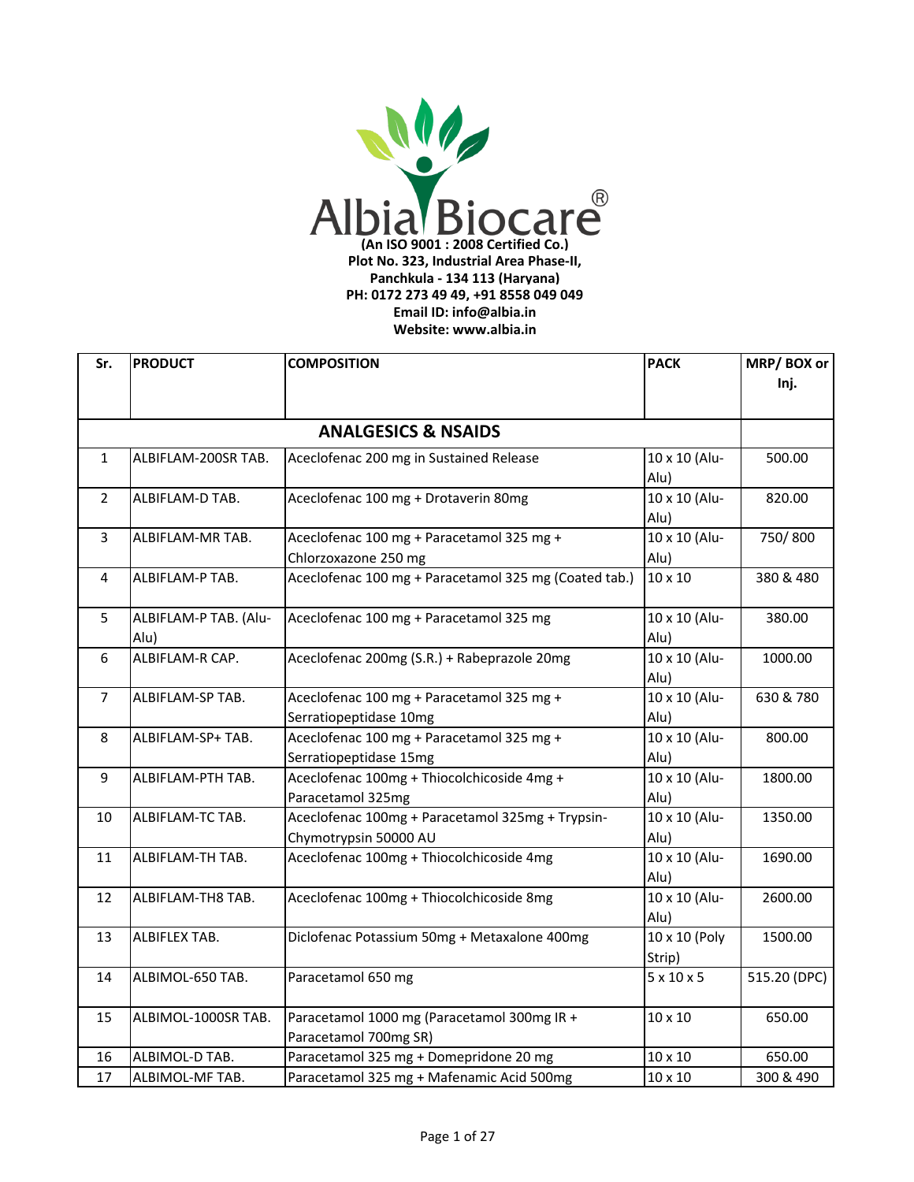# Albia Biocare®

**(An ISO 9001 : 2008 Certified Co.)**
**Plot No. 323, Industrial Area Phase-II,**
**Panchkula - 134 113 (Haryana)**
**PH: 0172 273 49 49, +91 8558 049 049**
**Email ID: info@albia.in**
**Website: www.albia.in**

| Sr. | PRODUCT | COMPOSITION | PACK | MRP/ BOX or Inj. |
|---|---|---|---|---|
| | | **ANALGESICS & NSAIDS** | | |
| 1 | ALBIFLAM-200SR TAB. | Aceclofenac 200 mg in Sustained Release | 10 x 10 (Alu-Alu) | 500.00 |
| 2 | ALBIFLAM-D TAB. | Aceclofenac 100 mg + Drotaverin 80mg | 10 x 10 (Alu-Alu) | 820.00 |
| 3 | ALBIFLAM-MR TAB. | Aceclofenac 100 mg + Paracetamol 325 mg + Chlorzoxazone 250 mg | 10 x 10 (Alu-Alu) | 750/ 800 |
| 4 | ALBIFLAM-P TAB. | Aceclofenac 100 mg + Paracetamol 325 mg (Coated tab.) | 10 x 10 | 380 & 480 |
| 5 | ALBIFLAM-P TAB. (Alu-Alu) | Aceclofenac 100 mg + Paracetamol 325 mg | 10 x 10 (Alu-Alu) | 380.00 |
| 6 | ALBIFLAM-R CAP. | Aceclofenac 200mg (S.R.) + Rabeprazole 20mg | 10 x 10 (Alu-Alu) | 1000.00 |
| 7 | ALBIFLAM-SP TAB. | Aceclofenac 100 mg + Paracetamol 325 mg + Serratiopeptidase 10mg | 10 x 10 (Alu-Alu) | 630 & 780 |
| 8 | ALBIFLAM-SP+ TAB. | Aceclofenac 100 mg + Paracetamol 325 mg + Serratiopeptidase 15mg | 10 x 10 (Alu-Alu) | 800.00 |
| 9 | ALBIFLAM-PTH TAB. | Aceclofenac 100mg + Thiocolchicoside 4mg + Paracetamol 325mg | 10 x 10 (Alu-Alu) | 1800.00 |
| 10 | ALBIFLAM-TC TAB. | Aceclofenac 100mg + Paracetamol 325mg + Trypsin-Chymotrypsin 50000 AU | 10 x 10 (Alu-Alu) | 1350.00 |
| 11 | ALBIFLAM-TH TAB. | Aceclofenac 100mg + Thiocolchicoside 4mg | 10 x 10 (Alu-Alu) | 1690.00 |
| 12 | ALBIFLAM-TH8 TAB. | Aceclofenac 100mg + Thiocolchicoside 8mg | 10 x 10 (Alu-Alu) | 2600.00 |
| 13 | ALBIFLEX TAB. | Diclofenac Potassium 50mg + Metaxalone 400mg | 10 x 10 (Poly Strip) | 1500.00 |
| 14 | ALBIMOL-650 TAB. | Paracetamol 650 mg | 5 x 10 x 5 | 515.20 (DPC) |
| 15 | ALBIMOL-1000SR TAB. | Paracetamol 1000 mg (Paracetamol 300mg IR + Paracetamol 700mg SR) | 10 x 10 | 650.00 |
| 16 | ALBIMOL-D TAB. | Paracetamol 325 mg + Domepridone 20 mg | 10 x 10 | 650.00 |
| 17 | ALBIMOL-MF TAB. | Paracetamol 325 mg + Mafenamic Acid 500mg | 10 x 10 | 300 & 490 |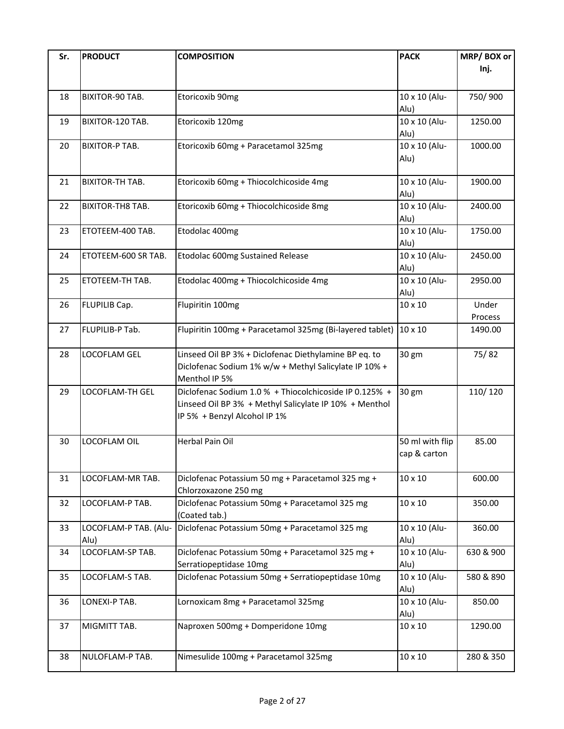| Sr. | PRODUCT | COMPOSITION | PACK | MRP/ BOX or Inj. |
|---|---|---|---|---|
| 18 | BIXITOR-90 TAB. | Etoricoxib 90mg | 10 x 10 (Alu-Alu) | 750/ 900 |
| 19 | BIXITOR-120 TAB. | Etoricoxib 120mg | 10 x 10 (Alu-Alu) | 1250.00 |
| 20 | BIXITOR-P TAB. | Etoricoxib 60mg + Paracetamol 325mg | 10 x 10 (Alu-Alu) | 1000.00 |
| 21 | BIXITOR-TH TAB. | Etoricoxib 60mg + Thiocolchicoside 4mg | 10 x 10 (Alu-Alu) | 1900.00 |
| 22 | BIXITOR-TH8 TAB. | Etoricoxib 60mg + Thiocolchicoside 8mg | 10 x 10 (Alu-Alu) | 2400.00 |
| 23 | ETOTEEM-400 TAB. | Etodolac 400mg | 10 x 10 (Alu-Alu) | 1750.00 |
| 24 | ETOTEEM-600 SR TAB. | Etodolac 600mg Sustained Release | 10 x 10 (Alu-Alu) | 2450.00 |
| 25 | ETOTEEM-TH TAB. | Etodolac 400mg + Thiocolchicoside 4mg | 10 x 10 (Alu-Alu) | 2950.00 |
| 26 | FLUPILIB Cap. | Flupiritin 100mg | 10 x 10 | Under Process |
| 27 | FLUPILIB-P Tab. | Flupiritin 100mg + Paracetamol 325mg (Bi-layered tablet) | 10 x 10 | 1490.00 |
| 28 | LOCOFLAM GEL | Linseed Oil BP 3% + Diclofenac Diethylamine BP eq. to Diclofenac Sodium 1% w/w + Methyl Salicylate IP 10% + Menthol IP 5% | 30 gm | 75/ 82 |
| 29 | LOCOFLAM-TH GEL | Diclofenac Sodium 1.0 % + Thiocolchicoside IP 0.125% + Linseed Oil BP 3% + Methyl Salicylate IP 10% + Menthol IP 5% + Benzyl Alcohol IP 1% | 30 gm | 110/ 120 |
| 30 | LOCOFLAM OIL | Herbal Pain Oil | 50 ml with flip cap & carton | 85.00 |
| 31 | LOCOFLAM-MR TAB. | Diclofenac Potassium 50 mg + Paracetamol 325 mg + Chlorzoxazone 250 mg | 10 x 10 | 600.00 |
| 32 | LOCOFLAM-P TAB. | Diclofenac Potassium 50mg + Paracetamol 325 mg (Coated tab.) | 10 x 10 | 350.00 |
| 33 | LOCOFLAM-P TAB. (Alu-Alu) | Diclofenac Potassium 50mg + Paracetamol 325 mg | 10 x 10 (Alu-Alu) | 360.00 |
| 34 | LOCOFLAM-SP TAB. | Diclofenac Potassium 50mg + Paracetamol 325 mg + Serratiopeptidase 10mg | 10 x 10 (Alu-Alu) | 630 & 900 |
| 35 | LOCOFLAM-S TAB. | Diclofenac Potassium 50mg + Serratiopeptidase 10mg | 10 x 10 (Alu-Alu) | 580 & 890 |
| 36 | LONEXI-P TAB. | Lornoxicam 8mg + Paracetamol 325mg | 10 x 10 (Alu-Alu) | 850.00 |
| 37 | MIGMITT TAB. | Naproxen 500mg + Domperidone 10mg | 10 x 10 | 1290.00 |
| 38 | NULOFLAM-P TAB. | Nimesulide 100mg + Paracetamol 325mg | 10 x 10 | 280 & 350 |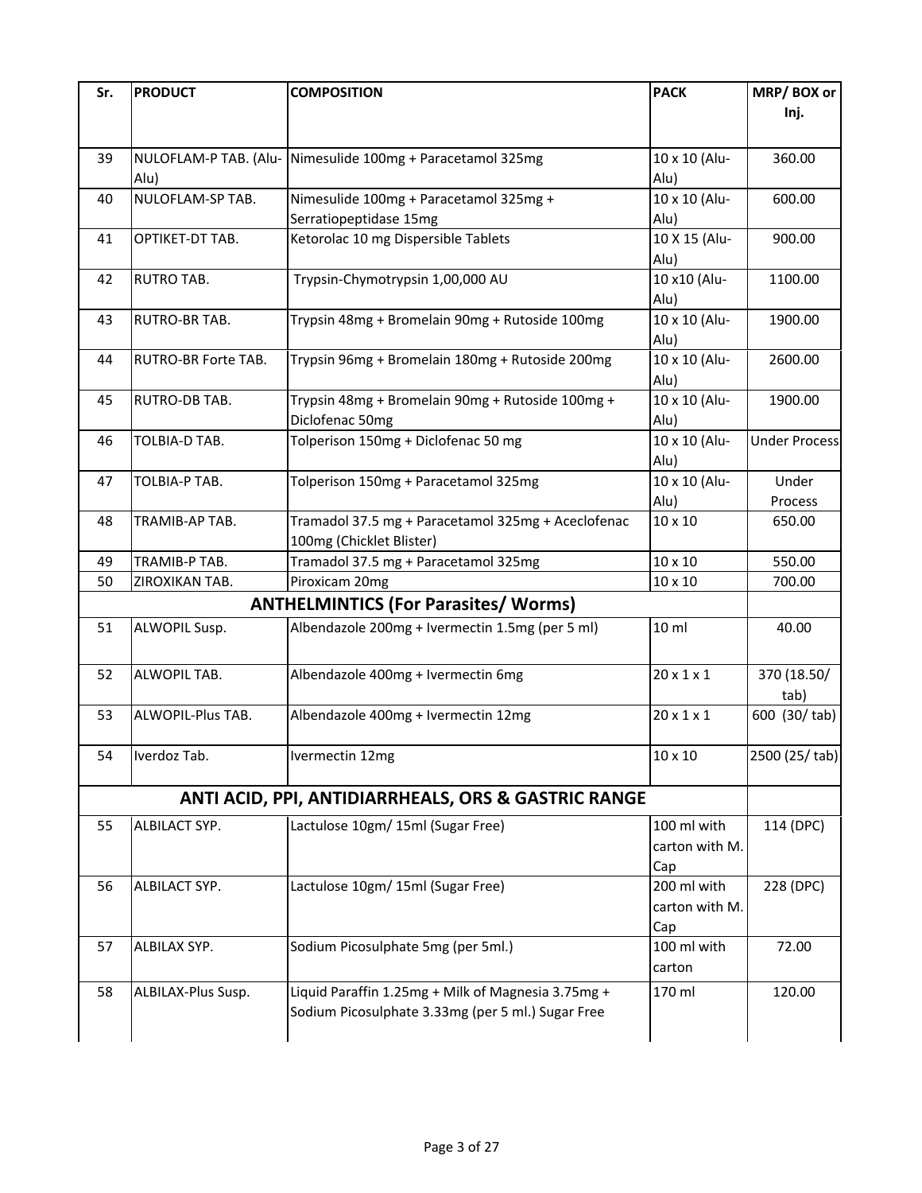| Sr. | PRODUCT | COMPOSITION | PACK | MRP/ BOX or Inj. |
|---|---|---|---|---|
| 39 | NULOFLAM-P TAB. (Alu-Alu) | Nimesulide 100mg + Paracetamol 325mg | 10 x 10 (Alu-Alu) | 360.00 |
| 40 | NULOFLAM-SP TAB. | Nimesulide 100mg + Paracetamol 325mg + Serratiopeptidase 15mg | 10 x 10 (Alu-Alu) | 600.00 |
| 41 | OPTIKET-DT TAB. | Ketorolac 10 mg Dispersible Tablets | 10 X 15 (Alu-Alu) | 900.00 |
| 42 | RUTRO TAB. | Trypsin-Chymotrypsin 1,00,000 AU | 10 x10 (Alu-Alu) | 1100.00 |
| 43 | RUTRO-BR TAB. | Trypsin 48mg + Bromelain 90mg + Rutoside 100mg | 10 x 10 (Alu-Alu) | 1900.00 |
| 44 | RUTRO-BR Forte TAB. | Trypsin 96mg + Bromelain 180mg + Rutoside 200mg | 10 x 10 (Alu-Alu) | 2600.00 |
| 45 | RUTRO-DB TAB. | Trypsin 48mg + Bromelain 90mg + Rutoside 100mg + Diclofenac 50mg | 10 x 10 (Alu-Alu) | 1900.00 |
| 46 | TOLBIA-D TAB. | Tolperison 150mg + Diclofenac 50 mg | 10 x 10 (Alu-Alu) | Under Process |
| 47 | TOLBIA-P TAB. | Tolperison 150mg + Paracetamol 325mg | 10 x 10 (Alu-Alu) | Under Process |
| 48 | TRAMIB-AP TAB. | Tramadol 37.5 mg + Paracetamol 325mg + Aceclofenac 100mg (Chicklet Blister) | 10 x 10 | 650.00 |
| 49 | TRAMIB-P TAB. | Tramadol 37.5 mg + Paracetamol 325mg | 10 x 10 | 550.00 |
| 50 | ZIROXIKAN TAB. | Piroxicam 20mg | 10 x 10 | 700.00 |
| | | **ANTHELMINTICS (For Parasites/ Worms)** | | |
| 51 | ALWOPIL Susp. | Albendazole 200mg + Ivermectin 1.5mg (per 5 ml) | 10 ml | 40.00 |
| 52 | ALWOPIL TAB. | Albendazole 400mg + Ivermectin 6mg | 20 x 1 x 1 | 370 (18.50/ tab) |
| 53 | ALWOPIL-Plus TAB. | Albendazole 400mg + Ivermectin 12mg | 20 x 1 x 1 | 600 (30/ tab) |
| 54 | Iverdoz Tab. | Ivermectin 12mg | 10 x 10 | 2500 (25/ tab) |
| | | **ANTI ACID, PPI, ANTIDIARRHEALS, ORS & GASTRIC RANGE** | | |
| 55 | ALBILACT SYP. | Lactulose 10gm/ 15ml (Sugar Free) | 100 ml with carton with M. Cap | 114 (DPC) |
| 56 | ALBILACT SYP. | Lactulose 10gm/ 15ml (Sugar Free) | 200 ml with carton with M. Cap | 228 (DPC) |
| 57 | ALBILAX SYP. | Sodium Picosulphate 5mg (per 5ml.) | 100 ml with carton | 72.00 |
| 58 | ALBILAX-Plus Susp. | Liquid Paraffin 1.25mg + Milk of Magnesia 3.75mg + Sodium Picosulphate 3.33mg (per 5 ml.) Sugar Free | 170 ml | 120.00 |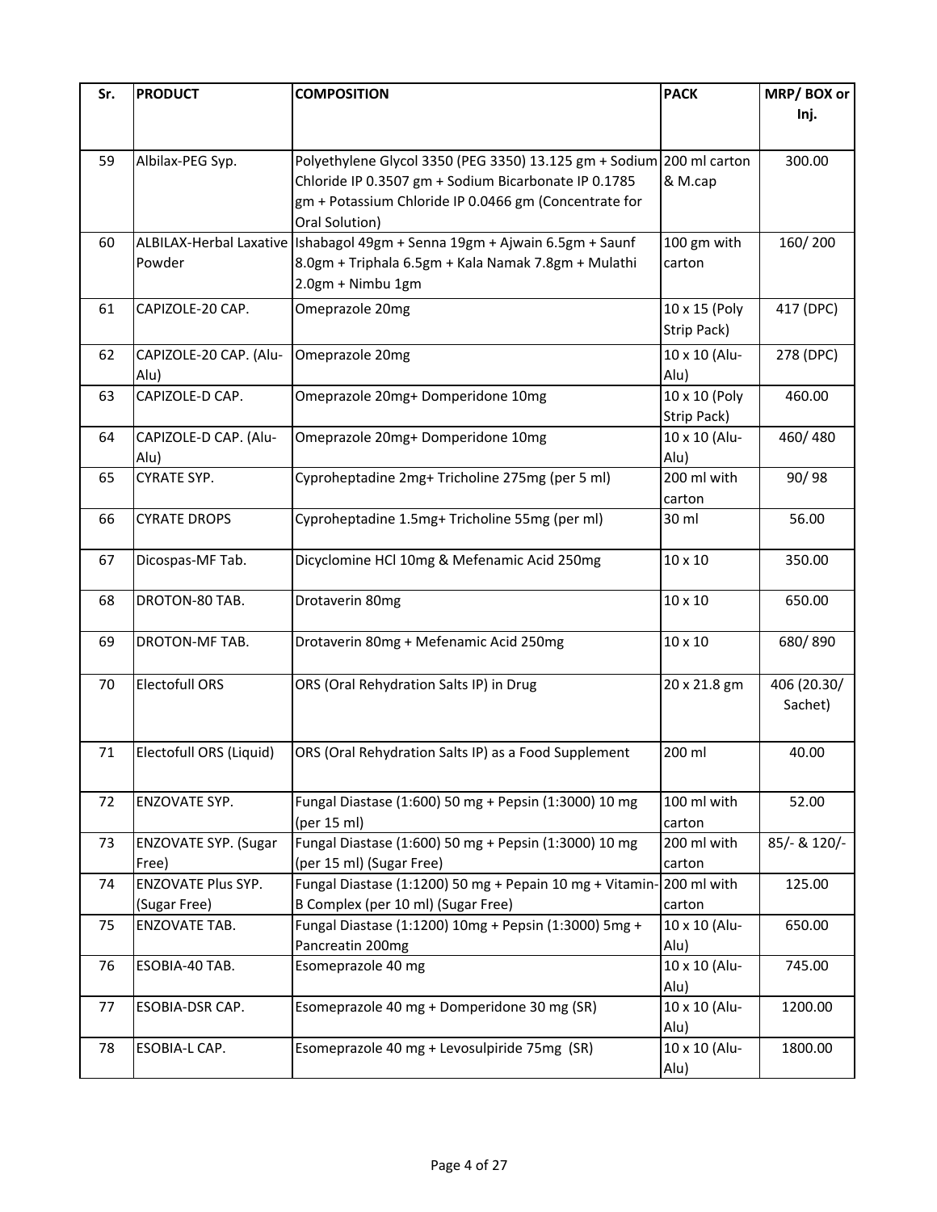| Sr. | PRODUCT | COMPOSITION | PACK | MRP/ BOX or Inj. |
|---|---|---|---|---|
| 59 | Albilax-PEG Syp. | Polyethylene Glycol 3350 (PEG 3350) 13.125 gm + Sodium Chloride IP 0.3507 gm + Sodium Bicarbonate IP 0.1785 gm + Potassium Chloride IP 0.0466 gm (Concentrate for Oral Solution) | 200 ml carton & M.cap | 300.00 |
| 60 | ALBILAX-Herbal Laxative Powder | Ishabagol 49gm + Senna 19gm + Ajwain 6.5gm + Saunf 8.0gm + Triphala 6.5gm + Kala Namak 7.8gm + Mulathi 2.0gm + Nimbu 1gm | 100 gm with carton | 160/ 200 |
| 61 | CAPIZOLE-20 CAP. | Omeprazole 20mg | 10 x 15 (Poly Strip Pack) | 417 (DPC) |
| 62 | CAPIZOLE-20 CAP. (Alu-Alu) | Omeprazole 20mg | 10 x 10 (Alu-Alu) | 278 (DPC) |
| 63 | CAPIZOLE-D CAP. | Omeprazole 20mg+ Domperidone 10mg | 10 x 10 (Poly Strip Pack) | 460.00 |
| 64 | CAPIZOLE-D CAP. (Alu-Alu) | Omeprazole 20mg+ Domperidone 10mg | 10 x 10 (Alu-Alu) | 460/ 480 |
| 65 | CYRATE SYP. | Cyproheptadine 2mg+ Tricholine 275mg (per 5 ml) | 200 ml with carton | 90/ 98 |
| 66 | CYRATE DROPS | Cyproheptadine 1.5mg+ Tricholine 55mg (per ml) | 30 ml | 56.00 |
| 67 | Dicospas-MF Tab. | Dicyclomine HCl 10mg & Mefenamic Acid 250mg | 10 x 10 | 350.00 |
| 68 | DROTON-80 TAB. | Drotaverin 80mg | 10 x 10 | 650.00 |
| 69 | DROTON-MF TAB. | Drotaverin 80mg + Mefenamic Acid 250mg | 10 x 10 | 680/ 890 |
| 70 | Electofull ORS | ORS (Oral Rehydration Salts IP) in Drug | 20 x 21.8 gm | 406 (20.30/ Sachet) |
| 71 | Electofull ORS (Liquid) | ORS (Oral Rehydration Salts IP) as a Food Supplement | 200 ml | 40.00 |
| 72 | ENZOVATE SYP. | Fungal Diastase (1:600) 50 mg + Pepsin (1:3000) 10 mg (per 15 ml) | 100 ml with carton | 52.00 |
| 73 | ENZOVATE SYP. (Sugar Free) | Fungal Diastase (1:600) 50 mg + Pepsin (1:3000) 10 mg (per 15 ml) (Sugar Free) | 200 ml with carton | 85/- & 120/- |
| 74 | ENZOVATE Plus SYP. (Sugar Free) | Fungal Diastase (1:1200) 50 mg + Pepain 10 mg + Vitamin-B Complex (per 10 ml) (Sugar Free) | 200 ml with carton | 125.00 |
| 75 | ENZOVATE TAB. | Fungal Diastase (1:1200) 10mg + Pepsin (1:3000) 5mg + Pancreatin 200mg | 10 x 10 (Alu-Alu) | 650.00 |
| 76 | ESOBIA-40 TAB. | Esomeprazole 40 mg | 10 x 10 (Alu-Alu) | 745.00 |
| 77 | ESOBIA-DSR CAP. | Esomeprazole 40 mg + Domperidone 30 mg (SR) | 10 x 10 (Alu-Alu) | 1200.00 |
| 78 | ESOBIA-L CAP. | Esomeprazole 40 mg + Levosulpiride 75mg (SR) | 10 x 10 (Alu-Alu) | 1800.00 |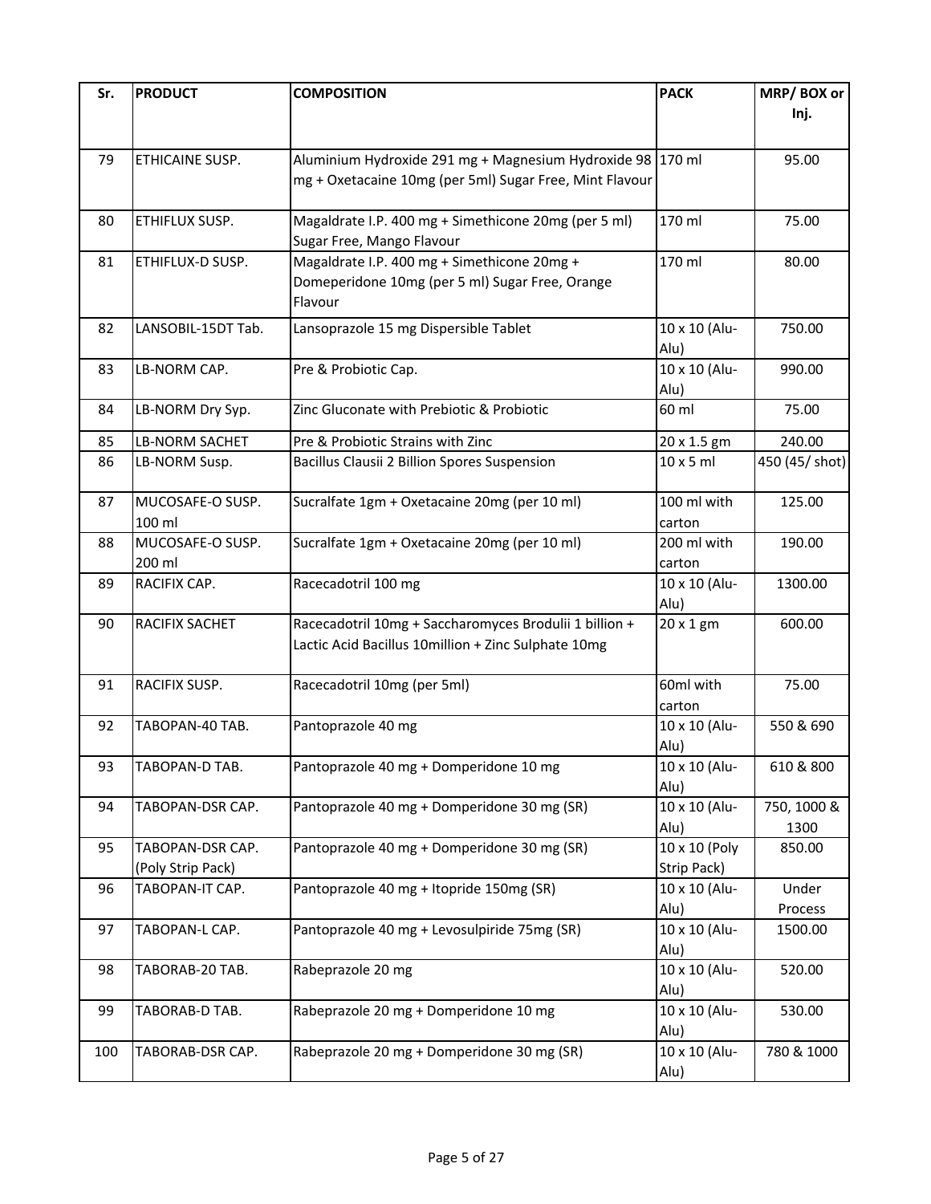| Sr. | PRODUCT | COMPOSITION | PACK | MRP/ BOX or Inj. |
|---|---|---|---|---|
| 79 | ETHICAINE SUSP. | Aluminium Hydroxide 291 mg + Magnesium Hydroxide 98 mg + Oxetacaine 10mg (per 5ml) Sugar Free, Mint Flavour | 170 ml | 95.00 |
| 80 | ETHIFLUX SUSP. | Magaldrate I.P. 400 mg + Simethicone 20mg (per 5 ml) Sugar Free, Mango Flavour | 170 ml | 75.00 |
| 81 | ETHIFLUX-D SUSP. | Magaldrate I.P. 400 mg + Simethicone 20mg + Domeperidone 10mg (per 5 ml) Sugar Free, Orange Flavour | 170 ml | 80.00 |
| 82 | LANSOBIL-15DT Tab. | Lansoprazole 15 mg Dispersible Tablet | 10 x 10 (Alu-Alu) | 750.00 |
| 83 | LB-NORM CAP. | Pre & Probiotic Cap. | 10 x 10 (Alu-Alu) | 990.00 |
| 84 | LB-NORM Dry Syp. | Zinc Gluconate with Prebiotic & Probiotic | 60 ml | 75.00 |
| 85 | LB-NORM SACHET | Pre & Probiotic Strains with Zinc | 20 x 1.5 gm | 240.00 |
| 86 | LB-NORM Susp. | Bacillus Clausii 2 Billion Spores Suspension | 10 x 5 ml | 450 (45/ shot) |
| 87 | MUCOSAFE-O SUSP. 100 ml | Sucralfate 1gm + Oxetacaine 20mg (per 10 ml) | 100 ml with carton | 125.00 |
| 88 | MUCOSAFE-O SUSP. 200 ml | Sucralfate 1gm + Oxetacaine 20mg (per 10 ml) | 200 ml with carton | 190.00 |
| 89 | RACIFIX CAP. | Racecadotril 100 mg | 10 x 10 (Alu-Alu) | 1300.00 |
| 90 | RACIFIX SACHET | Racecadotril 10mg + Saccharomyces Brodulii 1 billion + Lactic Acid Bacillus 10million + Zinc Sulphate 10mg | 20 x 1 gm | 600.00 |
| 91 | RACIFIX SUSP. | Racecadotril 10mg (per 5ml) | 60ml with carton | 75.00 |
| 92 | TABOPAN-40 TAB. | Pantoprazole 40 mg | 10 x 10 (Alu-Alu) | 550 & 690 |
| 93 | TABOPAN-D TAB. | Pantoprazole 40 mg + Domperidone 10 mg | 10 x 10 (Alu-Alu) | 610 & 800 |
| 94 | TABOPAN-DSR CAP. | Pantoprazole 40 mg + Domperidone 30 mg (SR) | 10 x 10 (Alu-Alu) | 750, 1000 & 1300 |
| 95 | TABOPAN-DSR CAP. (Poly Strip Pack) | Pantoprazole 40 mg + Domperidone 30 mg (SR) | 10 x 10 (Poly Strip Pack) | 850.00 |
| 96 | TABOPAN-IT CAP. | Pantoprazole 40 mg + Itopride 150mg (SR) | 10 x 10 (Alu-Alu) | Under Process |
| 97 | TABOPAN-L CAP. | Pantoprazole 40 mg + Levosulpiride 75mg (SR) | 10 x 10 (Alu-Alu) | 1500.00 |
| 98 | TABORAB-20 TAB. | Rabeprazole 20 mg | 10 x 10 (Alu-Alu) | 520.00 |
| 99 | TABORAB-D TAB. | Rabeprazole 20 mg + Domperidone 10 mg | 10 x 10 (Alu-Alu) | 530.00 |
| 100 | TABORAB-DSR CAP. | Rabeprazole 20 mg + Domperidone 30 mg (SR) | 10 x 10 (Alu-Alu) | 780 & 1000 |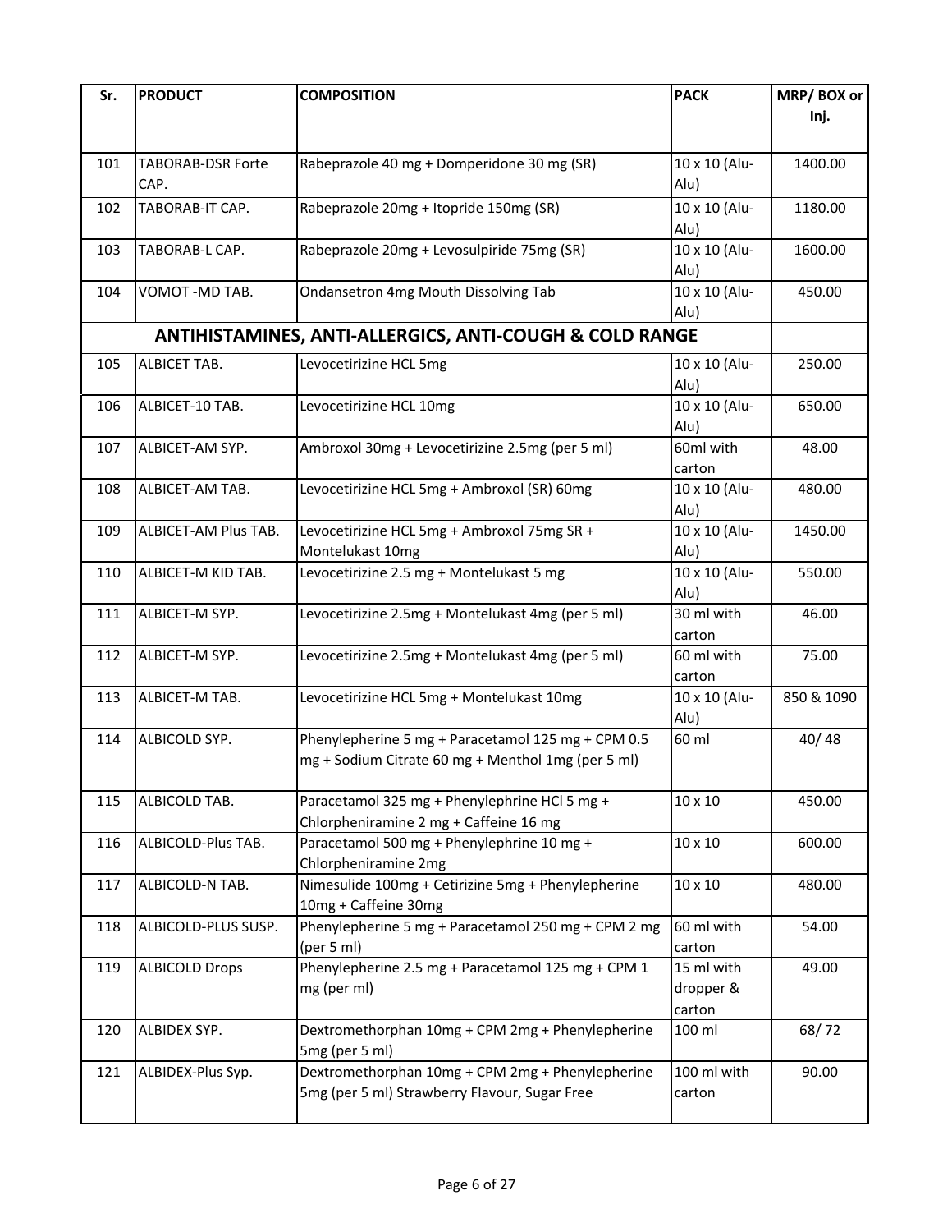| Sr. | PRODUCT | COMPOSITION | PACK | MRP/ BOX or Inj. |
|---|---|---|---|---|
| 101 | TABORAB-DSR Forte CAP. | Rabeprazole 40 mg + Domperidone 30 mg (SR) | 10 x 10 (Alu-Alu) | 1400.00 |
| 102 | TABORAB-IT CAP. | Rabeprazole 20mg + Itopride 150mg (SR) | 10 x 10 (Alu-Alu) | 1180.00 |
| 103 | TABORAB-L CAP. | Rabeprazole 20mg + Levosulpiride 75mg (SR) | 10 x 10 (Alu-Alu) | 1600.00 |
| 104 | VOMOT -MD TAB. | Ondansetron 4mg Mouth Dissolving Tab | 10 x 10 (Alu-Alu) | 450.00 |
| | **ANTIHISTAMINES, ANTI-ALLERGICS, ANTI-COUGH & COLD RANGE** | | | |
| 105 | ALBICET TAB. | Levocetirizine HCL 5mg | 10 x 10 (Alu-Alu) | 250.00 |
| 106 | ALBICET-10 TAB. | Levocetirizine HCL 10mg | 10 x 10 (Alu-Alu) | 650.00 |
| 107 | ALBICET-AM SYP. | Ambroxol 30mg + Levocetirizine 2.5mg (per 5 ml) | 60ml with carton | 48.00 |
| 108 | ALBICET-AM TAB. | Levocetirizine HCL 5mg + Ambroxol (SR) 60mg | 10 x 10 (Alu-Alu) | 480.00 |
| 109 | ALBICET-AM Plus TAB. | Levocetirizine HCL 5mg + Ambroxol 75mg SR + Montelukast 10mg | 10 x 10 (Alu-Alu) | 1450.00 |
| 110 | ALBICET-M KID TAB. | Levocetirizine 2.5 mg + Montelukast 5 mg | 10 x 10 (Alu-Alu) | 550.00 |
| 111 | ALBICET-M SYP. | Levocetirizine 2.5mg + Montelukast 4mg (per 5 ml) | 30 ml with carton | 46.00 |
| 112 | ALBICET-M SYP. | Levocetirizine 2.5mg + Montelukast 4mg (per 5 ml) | 60 ml with carton | 75.00 |
| 113 | ALBICET-M TAB. | Levocetirizine HCL 5mg + Montelukast 10mg | 10 x 10 (Alu-Alu) | 850 & 1090 |
| 114 | ALBICOLD SYP. | Phenylepherine 5 mg + Paracetamol 125 mg + CPM 0.5 mg + Sodium Citrate 60 mg + Menthol 1mg (per 5 ml) | 60 ml | 40/ 48 |
| 115 | ALBICOLD TAB. | Paracetamol 325 mg + Phenylephrine HCl 5 mg + Chlorpheniramine 2 mg + Caffeine 16 mg | 10 x 10 | 450.00 |
| 116 | ALBICOLD-Plus TAB. | Paracetamol 500 mg + Phenylephrine 10 mg + Chlorpheniramine 2mg | 10 x 10 | 600.00 |
| 117 | ALBICOLD-N TAB. | Nimesulide 100mg + Cetirizine 5mg + Phenylepherine 10mg + Caffeine 30mg | 10 x 10 | 480.00 |
| 118 | ALBICOLD-PLUS SUSP. | Phenylepherine 5 mg + Paracetamol 250 mg + CPM 2 mg (per 5 ml) | 60 ml with carton | 54.00 |
| 119 | ALBICOLD Drops | Phenylepherine 2.5 mg + Paracetamol 125 mg + CPM 1 mg (per ml) | 15 ml with dropper & carton | 49.00 |
| 120 | ALBIDEX SYP. | Dextromethorphan 10mg + CPM 2mg + Phenylepherine 5mg (per 5 ml) | 100 ml | 68/ 72 |
| 121 | ALBIDEX-Plus Syp. | Dextromethorphan 10mg + CPM 2mg + Phenylepherine 5mg (per 5 ml) Strawberry Flavour, Sugar Free | 100 ml with carton | 90.00 |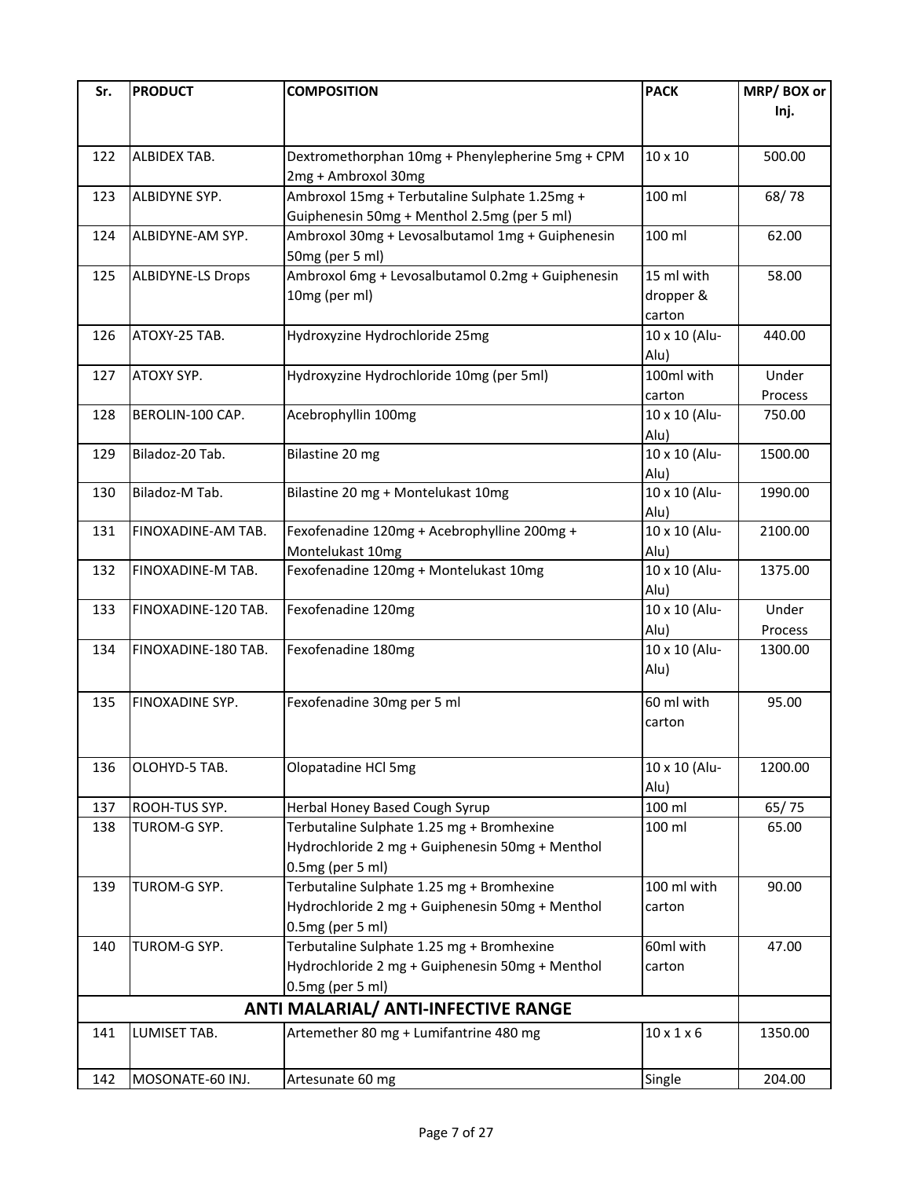| Sr. | PRODUCT | COMPOSITION | PACK | MRP/ BOX or Inj. |
|---|---|---|---|---|
| 122 | ALBIDEX TAB. | Dextromethorphan 10mg + Phenylepherine 5mg + CPM 2mg + Ambroxol 30mg | 10 x 10 | 500.00 |
| 123 | ALBIDYNE SYP. | Ambroxol 15mg + Terbutaline Sulphate 1.25mg + Guiphenesin 50mg + Menthol 2.5mg (per 5 ml) | 100 ml | 68/ 78 |
| 124 | ALBIDYNE-AM SYP. | Ambroxol 30mg + Levosalbutamol 1mg + Guiphenesin 50mg (per 5 ml) | 100 ml | 62.00 |
| 125 | ALBIDYNE-LS Drops | Ambroxol 6mg + Levosalbutamol 0.2mg + Guiphenesin 10mg (per ml) | 15 ml with dropper & carton | 58.00 |
| 126 | ATOXY-25 TAB. | Hydroxyzine Hydrochloride 25mg | 10 x 10 (Alu-Alu) | 440.00 |
| 127 | ATOXY SYP. | Hydroxyzine Hydrochloride 10mg (per 5ml) | 100ml with carton | Under Process |
| 128 | BEROLIN-100 CAP. | Acebrophyllin 100mg | 10 x 10 (Alu-Alu) | 750.00 |
| 129 | Biladoz-20 Tab. | Bilastine 20 mg | 10 x 10 (Alu-Alu) | 1500.00 |
| 130 | Biladoz-M Tab. | Bilastine 20 mg + Montelukast 10mg | 10 x 10 (Alu-Alu) | 1990.00 |
| 131 | FINOXADINE-AM TAB. | Fexofenadine 120mg + Acebrophylline 200mg + Montelukast 10mg | 10 x 10 (Alu-Alu) | 2100.00 |
| 132 | FINOXADINE-M TAB. | Fexofenadine 120mg + Montelukast 10mg | 10 x 10 (Alu-Alu) | 1375.00 |
| 133 | FINOXADINE-120 TAB. | Fexofenadine 120mg | 10 x 10 (Alu-Alu) | Under Process |
| 134 | FINOXADINE-180 TAB. | Fexofenadine 180mg | 10 x 10 (Alu-Alu) | 1300.00 |
| 135 | FINOXADINE SYP. | Fexofenadine 30mg per 5 ml | 60 ml with carton | 95.00 |
| 136 | OLOHYD-5 TAB. | Olopatadine HCl 5mg | 10 x 10 (Alu-Alu) | 1200.00 |
| 137 | ROOH-TUS SYP. | Herbal Honey Based Cough Syrup | 100 ml | 65/ 75 |
| 138 | TUROM-G SYP. | Terbutaline Sulphate 1.25 mg + Bromhexine Hydrochloride 2 mg + Guiphenesin 50mg + Menthol 0.5mg (per 5 ml) | 100 ml | 65.00 |
| 139 | TUROM-G SYP. | Terbutaline Sulphate 1.25 mg + Bromhexine Hydrochloride 2 mg + Guiphenesin 50mg + Menthol 0.5mg (per 5 ml) | 100 ml with carton | 90.00 |
| 140 | TUROM-G SYP. | Terbutaline Sulphate 1.25 mg + Bromhexine Hydrochloride 2 mg + Guiphenesin 50mg + Menthol 0.5mg (per 5 ml) | 60ml with carton | 47.00 |
| | | **ANTI MALARIAL/ ANTI-INFECTIVE RANGE** | | |
| 141 | LUMISET TAB. | Artemether 80 mg + Lumifantrine 480 mg | 10 x 1 x 6 | 1350.00 |
| 142 | MOSONATE-60 INJ. | Artesunate 60 mg | Single | 204.00 |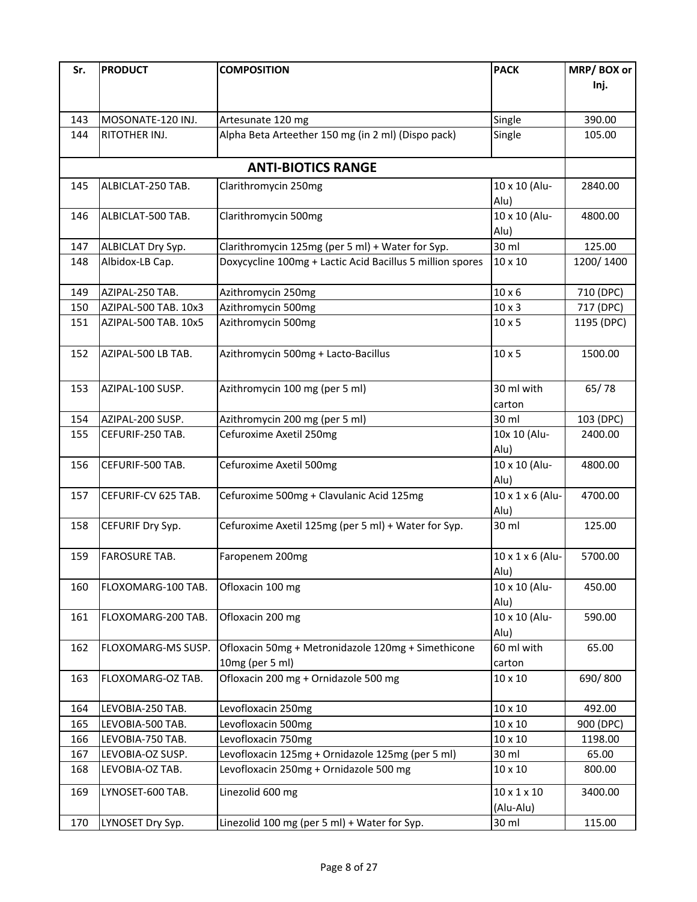| Sr. | PRODUCT | COMPOSITION | PACK | MRP/ BOX or Inj. |
|---|---|---|---|---|
| 143 | MOSONATE-120 INJ. | Artesunate 120 mg | Single | 390.00 |
| 144 | RITOTHER INJ. | Alpha Beta Arteether 150 mg (in 2 ml) (Dispo pack) | Single | 105.00 |
| | | **ANTI-BIOTICS RANGE** | | |
| 145 | ALBICLAT-250 TAB. | Clarithromycin 250mg | 10 x 10 (Alu-Alu) | 2840.00 |
| 146 | ALBICLAT-500 TAB. | Clarithromycin 500mg | 10 x 10 (Alu-Alu) | 4800.00 |
| 147 | ALBICLAT Dry Syp. | Clarithromycin 125mg (per 5 ml) + Water for Syp. | 30 ml | 125.00 |
| 148 | Albidox-LB Cap. | Doxycycline 100mg + Lactic Acid Bacillus 5 million spores | 10 x 10 | 1200/ 1400 |
| 149 | AZIPAL-250 TAB. | Azithromycin 250mg | 10 x 6 | 710 (DPC) |
| 150 | AZIPAL-500 TAB. 10x3 | Azithromycin 500mg | 10 x 3 | 717 (DPC) |
| 151 | AZIPAL-500 TAB. 10x5 | Azithromycin 500mg | 10 x 5 | 1195 (DPC) |
| 152 | AZIPAL-500 LB TAB. | Azithromycin 500mg + Lacto-Bacillus | 10 x 5 | 1500.00 |
| 153 | AZIPAL-100 SUSP. | Azithromycin 100 mg (per 5 ml) | 30 ml with carton | 65/ 78 |
| 154 | AZIPAL-200 SUSP. | Azithromycin 200 mg (per 5 ml) | 30 ml | 103 (DPC) |
| 155 | CEFURIF-250 TAB. | Cefuroxime Axetil 250mg | 10x 10 (Alu-Alu) | 2400.00 |
| 156 | CEFURIF-500 TAB. | Cefuroxime Axetil 500mg | 10 x 10 (Alu-Alu) | 4800.00 |
| 157 | CEFURIF-CV 625 TAB. | Cefuroxime 500mg + Clavulanic Acid 125mg | 10 x 1 x 6 (Alu-Alu) | 4700.00 |
| 158 | CEFURIF Dry Syp. | Cefuroxime Axetil 125mg (per 5 ml) + Water for Syp. | 30 ml | 125.00 |
| 159 | FAROSURE TAB. | Faropenem 200mg | 10 x 1 x 6 (Alu-Alu) | 5700.00 |
| 160 | FLOXOMARG-100 TAB. | Ofloxacin 100 mg | 10 x 10 (Alu-Alu) | 450.00 |
| 161 | FLOXOMARG-200 TAB. | Ofloxacin 200 mg | 10 x 10 (Alu-Alu) | 590.00 |
| 162 | FLOXOMARG-MS SUSP. | Ofloxacin 50mg + Metronidazole 120mg + Simethicone 10mg (per 5 ml) | 60 ml with carton | 65.00 |
| 163 | FLOXOMARG-OZ TAB. | Ofloxacin 200 mg + Ornidazole 500 mg | 10 x 10 | 690/ 800 |
| 164 | LEVOBIA-250 TAB. | Levofloxacin 250mg | 10 x 10 | 492.00 |
| 165 | LEVOBIA-500 TAB. | Levofloxacin 500mg | 10 x 10 | 900 (DPC) |
| 166 | LEVOBIA-750 TAB. | Levofloxacin 750mg | 10 x 10 | 1198.00 |
| 167 | LEVOBIA-OZ SUSP. | Levofloxacin 125mg + Ornidazole 125mg (per 5 ml) | 30 ml | 65.00 |
| 168 | LEVOBIA-OZ TAB. | Levofloxacin 250mg + Ornidazole 500 mg | 10 x 10 | 800.00 |
| 169 | LYNOSET-600 TAB. | Linezolid 600 mg | 10 x 1 x 10 (Alu-Alu) | 3400.00 |
| 170 | LYNOSET Dry Syp. | Linezolid 100 mg (per 5 ml) + Water for Syp. | 30 ml | 115.00 |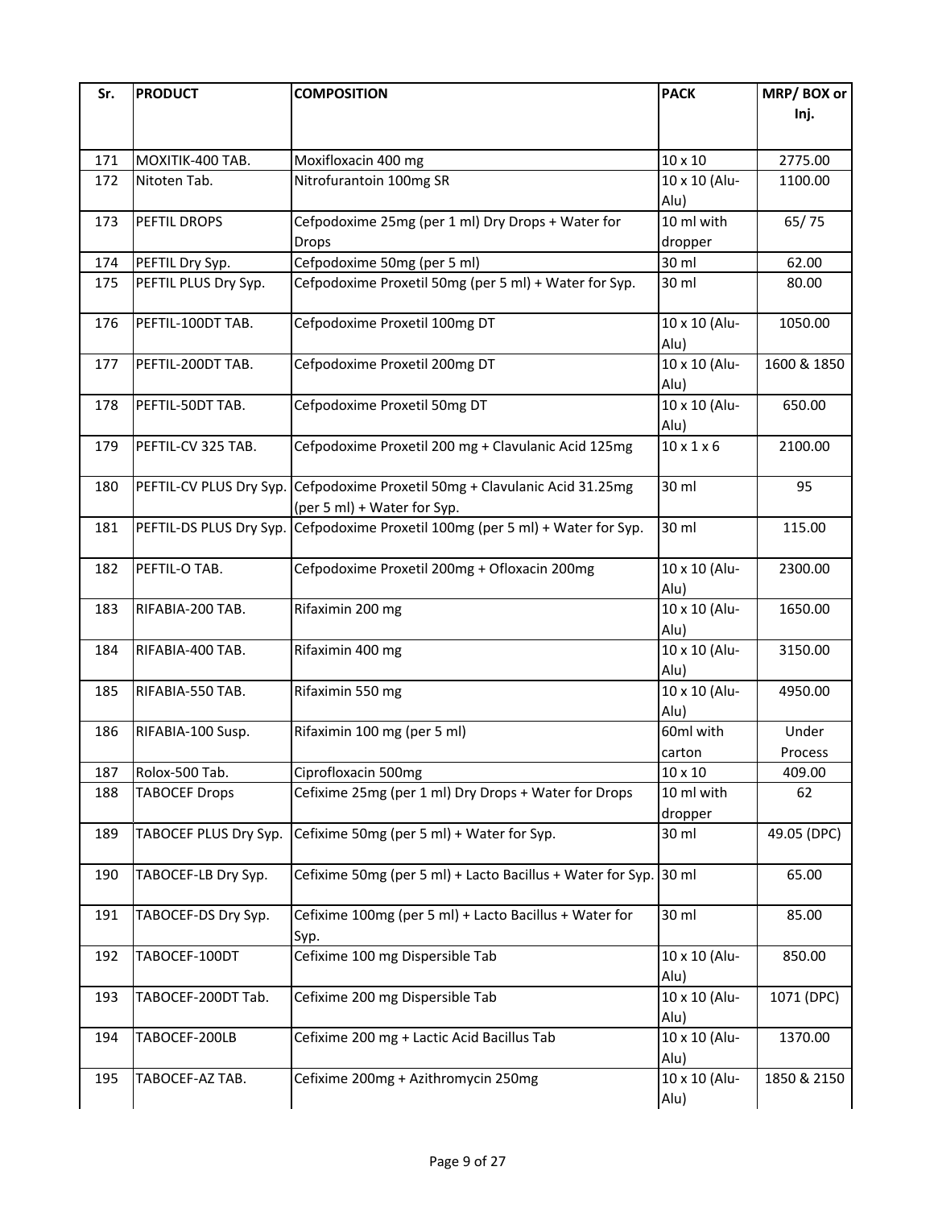| Sr. | PRODUCT | COMPOSITION | PACK | MRP/ BOX or Inj. |
|---|---|---|---|---|
| 171 | MOXITIK-400 TAB. | Moxifloxacin 400 mg | 10 x 10 | 2775.00 |
| 172 | Nitoten Tab. | Nitrofurantoin 100mg SR | 10 x 10 (Alu-Alu) | 1100.00 |
| 173 | PEFTIL DROPS | Cefpodoxime 25mg (per 1 ml) Dry Drops + Water for Drops | 10 ml with dropper | 65/ 75 |
| 174 | PEFTIL Dry Syp. | Cefpodoxime 50mg (per 5 ml) | 30 ml | 62.00 |
| 175 | PEFTIL PLUS Dry Syp. | Cefpodoxime Proxetil 50mg (per 5 ml) + Water for Syp. | 30 ml | 80.00 |
| 176 | PEFTIL-100DT TAB. | Cefpodoxime Proxetil 100mg DT | 10 x 10 (Alu-Alu) | 1050.00 |
| 177 | PEFTIL-200DT TAB. | Cefpodoxime Proxetil 200mg DT | 10 x 10 (Alu-Alu) | 1600 & 1850 |
| 178 | PEFTIL-50DT TAB. | Cefpodoxime Proxetil 50mg DT | 10 x 10 (Alu-Alu) | 650.00 |
| 179 | PEFTIL-CV 325 TAB. | Cefpodoxime Proxetil 200 mg + Clavulanic Acid 125mg | 10 x 1 x 6 | 2100.00 |
| 180 | PEFTIL-CV PLUS Dry Syp. | Cefpodoxime Proxetil 50mg + Clavulanic Acid 31.25mg (per 5 ml) + Water for Syp. | 30 ml | 95 |
| 181 | PEFTIL-DS PLUS Dry Syp. | Cefpodoxime Proxetil 100mg (per 5 ml) + Water for Syp. | 30 ml | 115.00 |
| 182 | PEFTIL-O TAB. | Cefpodoxime Proxetil 200mg + Ofloxacin 200mg | 10 x 10 (Alu-Alu) | 2300.00 |
| 183 | RIFABIA-200 TAB. | Rifaximin 200 mg | 10 x 10 (Alu-Alu) | 1650.00 |
| 184 | RIFABIA-400 TAB. | Rifaximin 400 mg | 10 x 10 (Alu-Alu) | 3150.00 |
| 185 | RIFABIA-550 TAB. | Rifaximin 550 mg | 10 x 10 (Alu-Alu) | 4950.00 |
| 186 | RIFABIA-100 Susp. | Rifaximin 100 mg (per 5 ml) | 60ml with carton | Under Process |
| 187 | Rolox-500 Tab. | Ciprofloxacin 500mg | 10 x 10 | 409.00 |
| 188 | TABOCEF Drops | Cefixime 25mg (per 1 ml) Dry Drops + Water for Drops | 10 ml with dropper | 62 |
| 189 | TABOCEF PLUS Dry Syp. | Cefixime 50mg (per 5 ml) + Water for Syp. | 30 ml | 49.05 (DPC) |
| 190 | TABOCEF-LB Dry Syp. | Cefixime 50mg (per 5 ml) + Lacto Bacillus + Water for Syp. | 30 ml | 65.00 |
| 191 | TABOCEF-DS Dry Syp. | Cefixime 100mg (per 5 ml) + Lacto Bacillus + Water for Syp. | 30 ml | 85.00 |
| 192 | TABOCEF-100DT | Cefixime 100 mg Dispersible Tab | 10 x 10 (Alu-Alu) | 850.00 |
| 193 | TABOCEF-200DT Tab. | Cefixime 200 mg Dispersible Tab | 10 x 10 (Alu-Alu) | 1071 (DPC) |
| 194 | TABOCEF-200LB | Cefixime 200 mg + Lactic Acid Bacillus Tab | 10 x 10 (Alu-Alu) | 1370.00 |
| 195 | TABOCEF-AZ TAB. | Cefixime 200mg + Azithromycin 250mg | 10 x 10 (Alu-Alu) | 1850 & 2150 |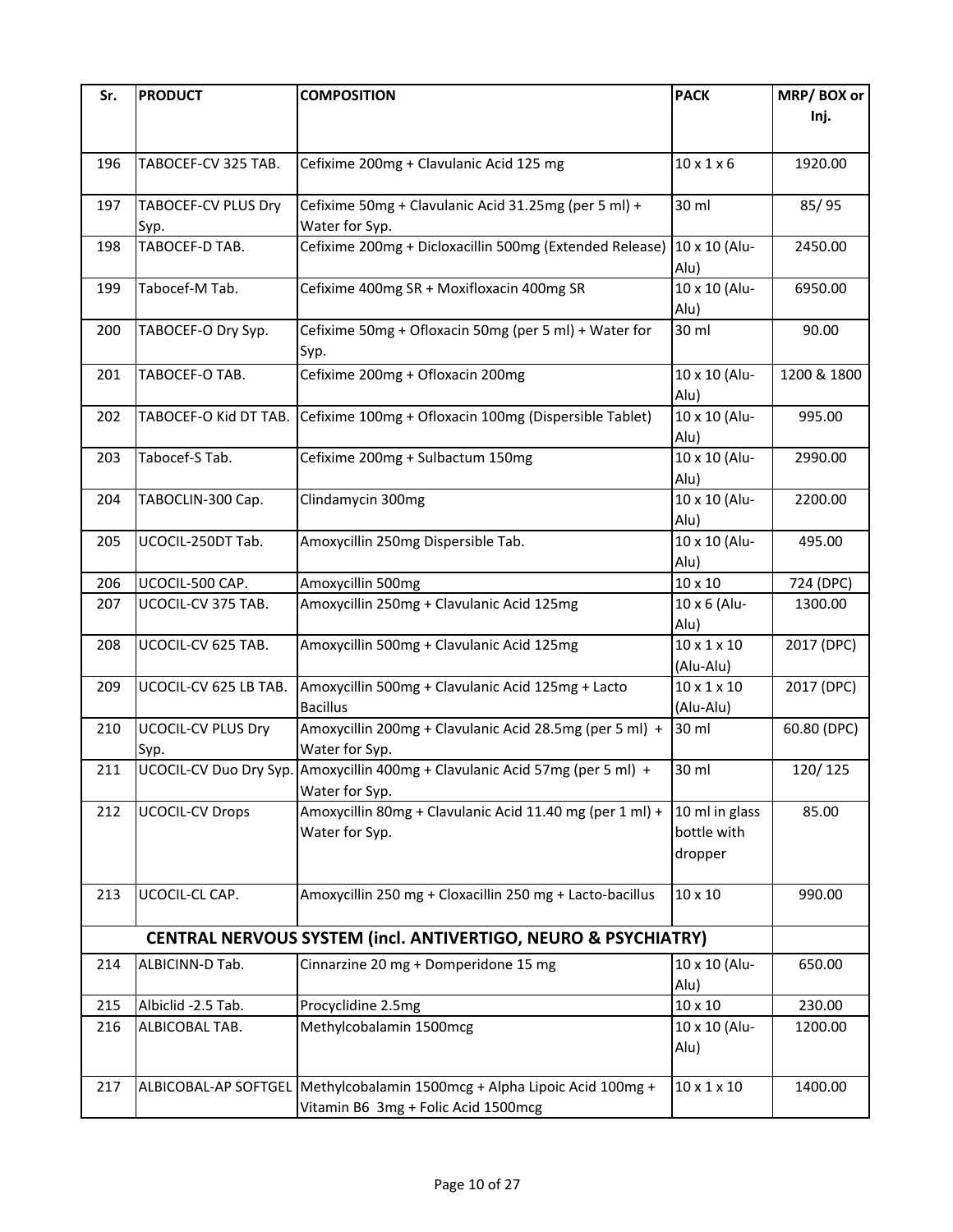| Sr. | PRODUCT | COMPOSITION | PACK | MRP/ BOX or Inj. |
|---|---|---|---|---|
| 196 | TABOCEF-CV 325 TAB. | Cefixime 200mg + Clavulanic Acid 125 mg | 10 x 1 x 6 | 1920.00 |
| 197 | TABOCEF-CV PLUS Dry Syp. | Cefixime 50mg + Clavulanic Acid 31.25mg (per 5 ml) + Water for Syp. | 30 ml | 85/ 95 |
| 198 | TABOCEF-D TAB. | Cefixime 200mg + Dicloxacillin 500mg (Extended Release) | 10 x 10 (Alu-Alu) | 2450.00 |
| 199 | Tabocef-M Tab. | Cefixime 400mg SR + Moxifloxacin 400mg SR | 10 x 10 (Alu-Alu) | 6950.00 |
| 200 | TABOCEF-O Dry Syp. | Cefixime 50mg + Ofloxacin 50mg (per 5 ml) + Water for Syp. | 30 ml | 90.00 |
| 201 | TABOCEF-O TAB. | Cefixime 200mg + Ofloxacin 200mg | 10 x 10 (Alu-Alu) | 1200 & 1800 |
| 202 | TABOCEF-O Kid DT TAB. | Cefixime 100mg + Ofloxacin 100mg (Dispersible Tablet) | 10 x 10 (Alu-Alu) | 995.00 |
| 203 | Tabocef-S Tab. | Cefixime 200mg + Sulbactum 150mg | 10 x 10 (Alu-Alu) | 2990.00 |
| 204 | TABOCLIN-300 Cap. | Clindamycin 300mg | 10 x 10 (Alu-Alu) | 2200.00 |
| 205 | UCOCIL-250DT Tab. | Amoxycillin 250mg Dispersible Tab. | 10 x 10 (Alu-Alu) | 495.00 |
| 206 | UCOCIL-500 CAP. | Amoxycillin 500mg | 10 x 10 | 724 (DPC) |
| 207 | UCOCIL-CV 375 TAB. | Amoxycillin 250mg + Clavulanic Acid 125mg | 10 x 6 (Alu-Alu) | 1300.00 |
| 208 | UCOCIL-CV 625 TAB. | Amoxycillin 500mg + Clavulanic Acid 125mg | 10 x 1 x 10 (Alu-Alu) | 2017 (DPC) |
| 209 | UCOCIL-CV 625 LB TAB. | Amoxycillin 500mg + Clavulanic Acid 125mg + Lacto Bacillus | 10 x 1 x 10 (Alu-Alu) | 2017 (DPC) |
| 210 | UCOCIL-CV PLUS Dry Syp. | Amoxycillin 200mg + Clavulanic Acid 28.5mg (per 5 ml) + Water for Syp. | 30 ml | 60.80 (DPC) |
| 211 | UCOCIL-CV Duo Dry Syp. | Amoxycillin 400mg + Clavulanic Acid 57mg (per 5 ml) + Water for Syp. | 30 ml | 120/ 125 |
| 212 | UCOCIL-CV Drops | Amoxycillin 80mg + Clavulanic Acid 11.40 mg (per 1 ml) + Water for Syp. | 10 ml in glass bottle with dropper | 85.00 |
| 213 | UCOCIL-CL CAP. | Amoxycillin 250 mg + Cloxacillin 250 mg + Lacto-bacillus | 10 x 10 | 990.00 |
| | | **CENTRAL NERVOUS SYSTEM (incl. ANTIVERTIGO, NEURO & PSYCHIATRY)** | | |
| 214 | ALBICINN-D Tab. | Cinnarzine 20 mg + Domperidone 15 mg | 10 x 10 (Alu-Alu) | 650.00 |
| 215 | Albiclid -2.5 Tab. | Procyclidine 2.5mg | 10 x 10 | 230.00 |
| 216 | ALBICOBAL TAB. | Methylcobalamin 1500mcg | 10 x 10 (Alu-Alu) | 1200.00 |
| 217 | ALBICOBAL-AP SOFTGEL | Methylcobalamin 1500mcg + Alpha Lipoic Acid 100mg + Vitamin B6 3mg + Folic Acid 1500mcg | 10 x 1 x 10 | 1400.00 |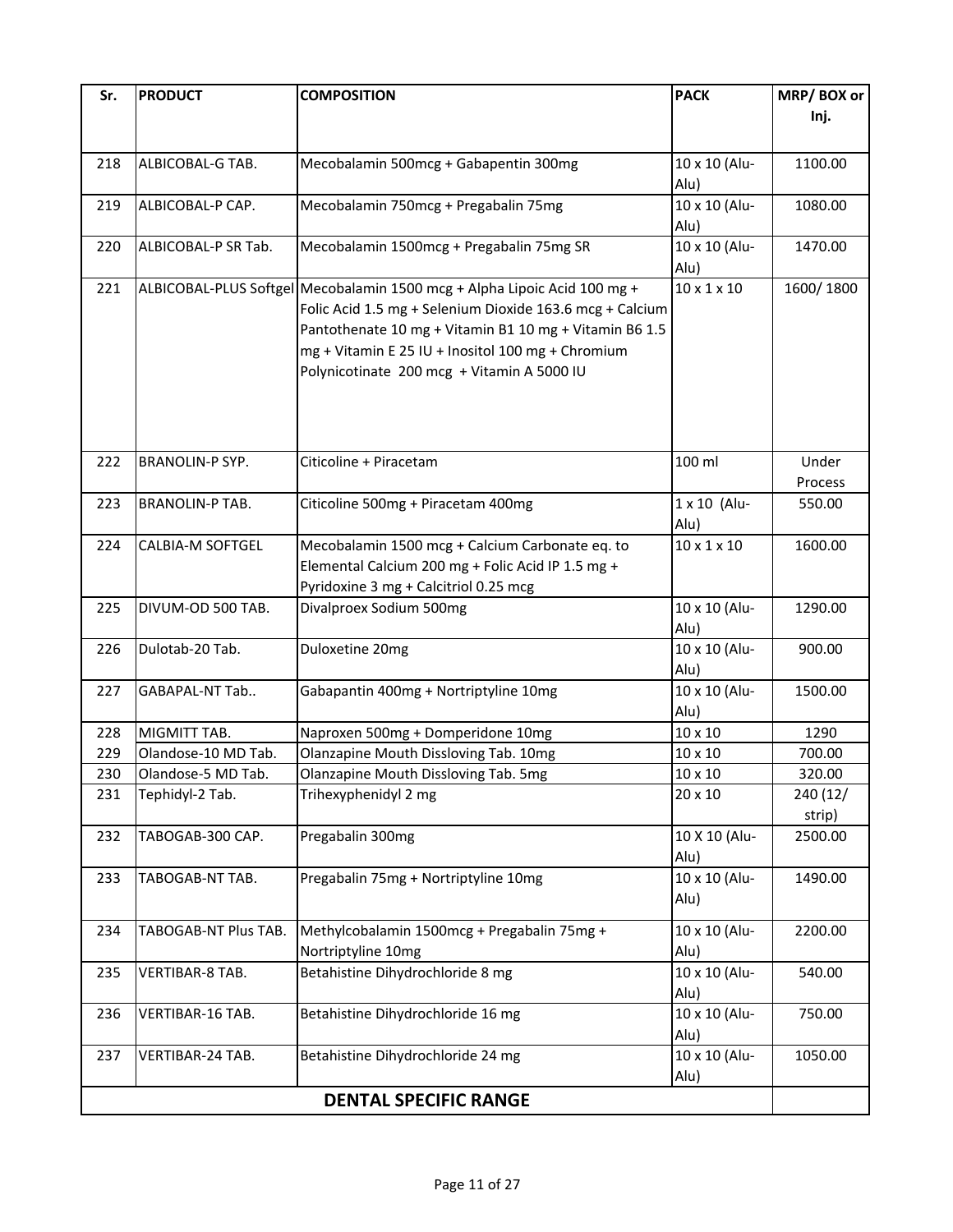| Sr. | PRODUCT | COMPOSITION | PACK | MRP/ BOX or Inj. |
|---|---|---|---|---|
| 218 | ALBICOBAL-G TAB. | Mecobalamin 500mcg + Gabapentin 300mg | 10 x 10 (Alu-Alu) | 1100.00 |
| 219 | ALBICOBAL-P CAP. | Mecobalamin 750mcg + Pregabalin 75mg | 10 x 10 (Alu-Alu) | 1080.00 |
| 220 | ALBICOBAL-P SR Tab. | Mecobalamin 1500mcg + Pregabalin 75mg SR | 10 x 10 (Alu-Alu) | 1470.00 |
| 221 | ALBICOBAL-PLUS Softgel | Mecobalamin 1500 mcg + Alpha Lipoic Acid 100 mg + Folic Acid 1.5 mg + Selenium Dioxide 163.6 mcg + Calcium Pantothenate 10 mg + Vitamin B1 10 mg + Vitamin B6 1.5 mg + Vitamin E 25 IU + Inositol 100 mg + Chromium Polynicotinate 200 mcg + Vitamin A 5000 IU | 10 x 1 x 10 | 1600/ 1800 |
| 222 | BRANOLIN-P SYP. | Citicoline + Piracetam | 100 ml | Under Process |
| 223 | BRANOLIN-P TAB. | Citicoline 500mg + Piracetam 400mg | 1 x 10 (Alu-Alu) | 550.00 |
| 224 | CALBIA-M SOFTGEL | Mecobalamin 1500 mcg + Calcium Carbonate eq. to Elemental Calcium 200 mg + Folic Acid IP 1.5 mg + Pyridoxine 3 mg + Calcitriol 0.25 mcg | 10 x 1 x 10 | 1600.00 |
| 225 | DIVUM-OD 500 TAB. | Divalproex Sodium 500mg | 10 x 10 (Alu-Alu) | 1290.00 |
| 226 | Dulotab-20 Tab. | Duloxetine 20mg | 10 x 10 (Alu-Alu) | 900.00 |
| 227 | GABAPAL-NT Tab.. | Gabapantin 400mg + Nortriptyline 10mg | 10 x 10 (Alu-Alu) | 1500.00 |
| 228 | MIGMITT TAB. | Naproxen 500mg + Domperidone 10mg | 10 x 10 | 1290 |
| 229 | Olandose-10 MD Tab. | Olanzapine Mouth Dissloving Tab. 10mg | 10 x 10 | 700.00 |
| 230 | Olandose-5 MD Tab. | Olanzapine Mouth Dissloving Tab. 5mg | 10 x 10 | 320.00 |
| 231 | Tephidyl-2 Tab. | Trihexyphenidyl 2 mg | 20 x 10 | 240 (12/ strip) |
| 232 | TABOGAB-300 CAP. | Pregabalin 300mg | 10 X 10 (Alu-Alu) | 2500.00 |
| 233 | TABOGAB-NT TAB. | Pregabalin 75mg + Nortriptyline 10mg | 10 x 10 (Alu-Alu) | 1490.00 |
| 234 | TABOGAB-NT Plus TAB. | Methylcobalamin 1500mcg + Pregabalin 75mg + Nortriptyline 10mg | 10 x 10 (Alu-Alu) | 2200.00 |
| 235 | VERTIBAR-8 TAB. | Betahistine Dihydrochloride 8 mg | 10 x 10 (Alu-Alu) | 540.00 |
| 236 | VERTIBAR-16 TAB. | Betahistine Dihydrochloride 16 mg | 10 x 10 (Alu-Alu) | 750.00 |
| 237 | VERTIBAR-24 TAB. | Betahistine Dihydrochloride 24 mg | 10 x 10 (Alu-Alu) | 1050.00 |
| | | **DENTAL SPECIFIC RANGE** | | |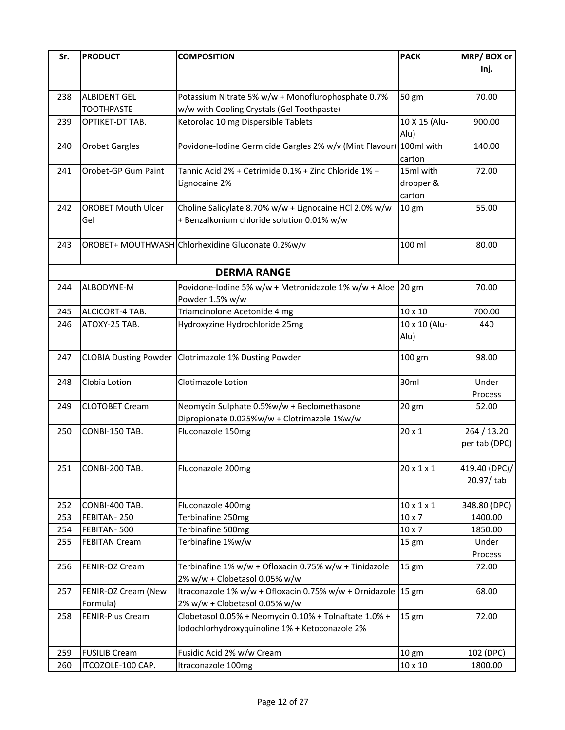| Sr. | PRODUCT | COMPOSITION | PACK | MRP/ BOX or Inj. |
|---|---|---|---|---|
| 238 | ALBIDENT GEL TOOTHPASTE | Potassium Nitrate 5% w/w + Monoflurophosphate 0.7% w/w with Cooling Crystals (Gel Toothpaste) | 50 gm | 70.00 |
| 239 | OPTIKET-DT TAB. | Ketorolac 10 mg Dispersible Tablets | 10 X 15 (Alu-Alu) | 900.00 |
| 240 | Orobet Gargles | Povidone-Iodine Germicide Gargles 2% w/v (Mint Flavour) | 100ml with carton | 140.00 |
| 241 | Orobet-GP Gum Paint | Tannic Acid 2% + Cetrimide 0.1% + Zinc Chloride 1% + Lignocaine 2% | 15ml with dropper & carton | 72.00 |
| 242 | OROBET Mouth Ulcer Gel | Choline Salicylate 8.70% w/w + Lignocaine HCl 2.0% w/w + Benzalkonium chloride solution 0.01% w/w | 10 gm | 55.00 |
| 243 | OROBET+ MOUTHWASH | Chlorhexidine Gluconate 0.2%w/v | 100 ml | 80.00 |
| | | **DERMA RANGE** | | |
| 244 | ALBODYNE-M | Povidone-Iodine 5% w/w + Metronidazole 1% w/w + Aloe Powder 1.5% w/w | 20 gm | 70.00 |
| 245 | ALCICORT-4 TAB. | Triamcinolone Acetonide 4 mg | 10 x 10 | 700.00 |
| 246 | ATOXY-25 TAB. | Hydroxyzine Hydrochloride 25mg | 10 x 10 (Alu-Alu) | 440 |
| 247 | CLOBIA Dusting Powder | Clotrimazole 1% Dusting Powder | 100 gm | 98.00 |
| 248 | Clobia Lotion | Clotimazole Lotion | 30ml | Under Process |
| 249 | CLOTOBET Cream | Neomycin Sulphate 0.5%w/w + Beclomethasone Dipropionate 0.025%w/w + Clotrimazole 1%w/w | 20 gm | 52.00 |
| 250 | CONBI-150 TAB. | Fluconazole 150mg | 20 x 1 | 264 / 13.20 per tab (DPC) |
| 251 | CONBI-200 TAB. | Fluconazole 200mg | 20 x 1 x 1 | 419.40 (DPC)/ 20.97/ tab |
| 252 | CONBI-400 TAB. | Fluconazole 400mg | 10 x 1 x 1 | 348.80 (DPC) |
| 253 | FEBITAN- 250 | Terbinafine 250mg | 10 x 7 | 1400.00 |
| 254 | FEBITAN- 500 | Terbinafine 500mg | 10 x 7 | 1850.00 |
| 255 | FEBITAN Cream | Terbinafine 1%w/w | 15 gm | Under Process |
| 256 | FENIR-OZ Cream | Terbinafine 1% w/w + Ofloxacin 0.75% w/w + Tinidazole 2% w/w + Clobetasol 0.05% w/w | 15 gm | 72.00 |
| 257 | FENIR-OZ Cream (New Formula) | Itraconazole 1% w/w + Ofloxacin 0.75% w/w + Ornidazole 2% w/w + Clobetasol 0.05% w/w | 15 gm | 68.00 |
| 258 | FENIR-Plus Cream | Clobetasol 0.05% + Neomycin 0.10% + Tolnaftate 1.0% + Iodochlorhydroxyquinoline 1% + Ketoconazole 2% | 15 gm | 72.00 |
| 259 | FUSILIB Cream | Fusidic Acid 2% w/w Cream | 10 gm | 102 (DPC) |
| 260 | ITCOZOLE-100 CAP. | Itraconazole 100mg | 10 x 10 | 1800.00 |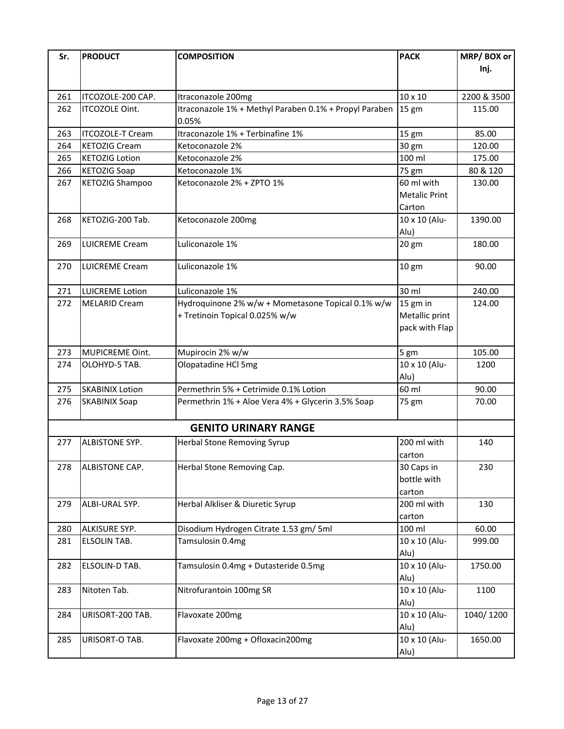| Sr. | PRODUCT | COMPOSITION | PACK | MRP/ BOX or Inj. |
|---|---|---|---|---|
| 261 | ITCOZOLE-200 CAP. | Itraconazole 200mg | 10 x 10 | 2200 & 3500 |
| 262 | ITCOZOLE Oint. | Itraconazole 1% + Methyl Paraben 0.1% + Propyl Paraben 0.05% | 15 gm | 115.00 |
| 263 | ITCOZOLE-T Cream | Itraconazole 1% + Terbinafine 1% | 15 gm | 85.00 |
| 264 | KETOZIG Cream | Ketoconazole 2% | 30 gm | 120.00 |
| 265 | KETOZIG Lotion | Ketoconazole 2% | 100 ml | 175.00 |
| 266 | KETOZIG Soap | Ketoconazole 1% | 75 gm | 80 & 120 |
| 267 | KETOZIG Shampoo | Ketoconazole 2% + ZPTO 1% | 60 ml with Metalic Print Carton | 130.00 |
| 268 | KETOZIG-200 Tab. | Ketoconazole 200mg | 10 x 10 (Alu-Alu) | 1390.00 |
| 269 | LUICREME Cream | Luliconazole 1% | 20 gm | 180.00 |
| 270 | LUICREME Cream | Luliconazole 1% | 10 gm | 90.00 |
| 271 | LUICREME Lotion | Luliconazole 1% | 30 ml | 240.00 |
| 272 | MELARID Cream | Hydroquinone 2% w/w + Mometasone Topical 0.1% w/w + Tretinoin Topical 0.025% w/w | 15 gm in Metallic print pack with Flap | 124.00 |
| 273 | MUPICREME Oint. | Mupirocin 2% w/w | 5 gm | 105.00 |
| 274 | OLOHYD-5 TAB. | Olopatadine HCl 5mg | 10 x 10 (Alu-Alu) | 1200 |
| 275 | SKABINIX Lotion | Permethrin 5% + Cetrimide 0.1% Lotion | 60 ml | 90.00 |
| 276 | SKABINIX Soap | Permethrin 1% + Aloe Vera 4% + Glycerin 3.5% Soap | 75 gm | 70.00 |
| | | **GENITO URINARY RANGE** | | |
| 277 | ALBISTONE SYP. | Herbal Stone Removing Syrup | 200 ml with carton | 140 |
| 278 | ALBISTONE CAP. | Herbal Stone Removing Cap. | 30 Caps in bottle with carton | 230 |
| 279 | ALBI-URAL SYP. | Herbal Alkliser & Diuretic Syrup | 200 ml with carton | 130 |
| 280 | ALKISURE SYP. | Disodium Hydrogen Citrate 1.53 gm/ 5ml | 100 ml | 60.00 |
| 281 | ELSOLIN TAB. | Tamsulosin 0.4mg | 10 x 10 (Alu-Alu) | 999.00 |
| 282 | ELSOLIN-D TAB. | Tamsulosin 0.4mg + Dutasteride 0.5mg | 10 x 10 (Alu-Alu) | 1750.00 |
| 283 | Nitoten Tab. | Nitrofurantoin 100mg SR | 10 x 10 (Alu-Alu) | 1100 |
| 284 | URISORT-200 TAB. | Flavoxate 200mg | 10 x 10 (Alu-Alu) | 1040/ 1200 |
| 285 | URISORT-O TAB. | Flavoxate 200mg + Ofloxacin200mg | 10 x 10 (Alu-Alu) | 1650.00 |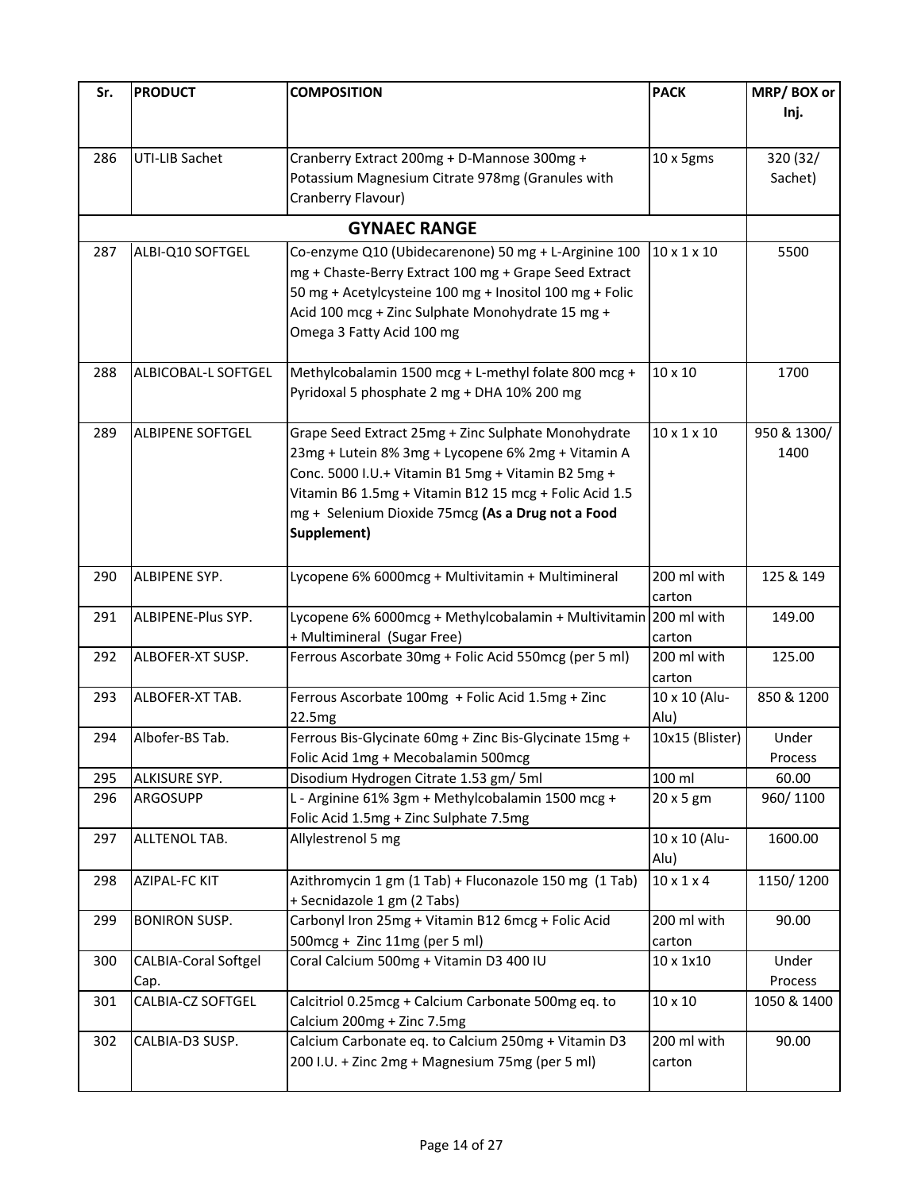| Sr. | PRODUCT | COMPOSITION | PACK | MRP/ BOX or Inj. |
|---|---|---|---|---|
| 286 | UTI-LIB Sachet | Cranberry Extract 200mg + D-Mannose 300mg + Potassium Magnesium Citrate 978mg (Granules with Cranberry Flavour) | 10 x 5gms | 320 (32/ Sachet) |
| | | **GYNAEC RANGE** | | |
| 287 | ALBI-Q10 SOFTGEL | Co-enzyme Q10 (Ubidecarenone) 50 mg + L-Arginine 100 mg + Chaste-Berry Extract 100 mg + Grape Seed Extract 50 mg + Acetylcysteine 100 mg + Inositol 100 mg + Folic Acid 100 mcg + Zinc Sulphate Monohydrate 15 mg + Omega 3 Fatty Acid 100 mg | 10 x 1 x 10 | 5500 |
| 288 | ALBICOBAL-L SOFTGEL | Methylcobalamin 1500 mcg + L-methyl folate 800 mcg + Pyridoxal 5 phosphate 2 mg + DHA 10% 200 mg | 10 x 10 | 1700 |
| 289 | ALBIPENE SOFTGEL | Grape Seed Extract 25mg + Zinc Sulphate Monohydrate 23mg + Lutein 8% 3mg + Lycopene 6% 2mg + Vitamin A Conc. 5000 I.U.+ Vitamin B1 5mg + Vitamin B2 5mg + Vitamin B6 1.5mg + Vitamin B12 15 mcg + Folic Acid 1.5 mg + Selenium Dioxide 75mcg **(As a Drug not a Food Supplement)** | 10 x 1 x 10 | 950 & 1300/ 1400 |
| 290 | ALBIPENE SYP. | Lycopene 6% 6000mcg + Multivitamin + Multimineral | 200 ml with carton | 125 & 149 |
| 291 | ALBIPENE-Plus SYP. | Lycopene 6% 6000mcg + Methylcobalamin + Multivitamin + Multimineral (Sugar Free) | 200 ml with carton | 149.00 |
| 292 | ALBOFER-XT SUSP. | Ferrous Ascorbate 30mg + Folic Acid 550mcg (per 5 ml) | 200 ml with carton | 125.00 |
| 293 | ALBOFER-XT TAB. | Ferrous Ascorbate 100mg + Folic Acid 1.5mg + Zinc 22.5mg | 10 x 10 (Alu-Alu) | 850 & 1200 |
| 294 | Albofer-BS Tab. | Ferrous Bis-Glycinate 60mg + Zinc Bis-Glycinate 15mg + Folic Acid 1mg + Mecobalamin 500mcg | 10x15 (Blister) | Under Process |
| 295 | ALKISURE SYP. | Disodium Hydrogen Citrate 1.53 gm/ 5ml | 100 ml | 60.00 |
| 296 | ARGOSUPP | L - Arginine 61% 3gm + Methylcobalamin 1500 mcg + Folic Acid 1.5mg + Zinc Sulphate 7.5mg | 20 x 5 gm | 960/ 1100 |
| 297 | ALLTENOL TAB. | Allylestrenol 5 mg | 10 x 10 (Alu-Alu) | 1600.00 |
| 298 | AZIPAL-FC KIT | Azithromycin 1 gm (1 Tab) + Fluconazole 150 mg (1 Tab) + Secnidazole 1 gm (2 Tabs) | 10 x 1 x 4 | 1150/ 1200 |
| 299 | BONIRON SUSP. | Carbonyl Iron 25mg + Vitamin B12 6mcg + Folic Acid 500mcg + Zinc 11mg (per 5 ml) | 200 ml with carton | 90.00 |
| 300 | CALBIA-Coral Softgel Cap. | Coral Calcium 500mg + Vitamin D3 400 IU | 10 x 1x10 | Under Process |
| 301 | CALBIA-CZ SOFTGEL | Calcitriol 0.25mcg + Calcium Carbonate 500mg eq. to Calcium 200mg + Zinc 7.5mg | 10 x 10 | 1050 & 1400 |
| 302 | CALBIA-D3 SUSP. | Calcium Carbonate eq. to Calcium 250mg + Vitamin D3 200 I.U. + Zinc 2mg + Magnesium 75mg (per 5 ml) | 200 ml with carton | 90.00 |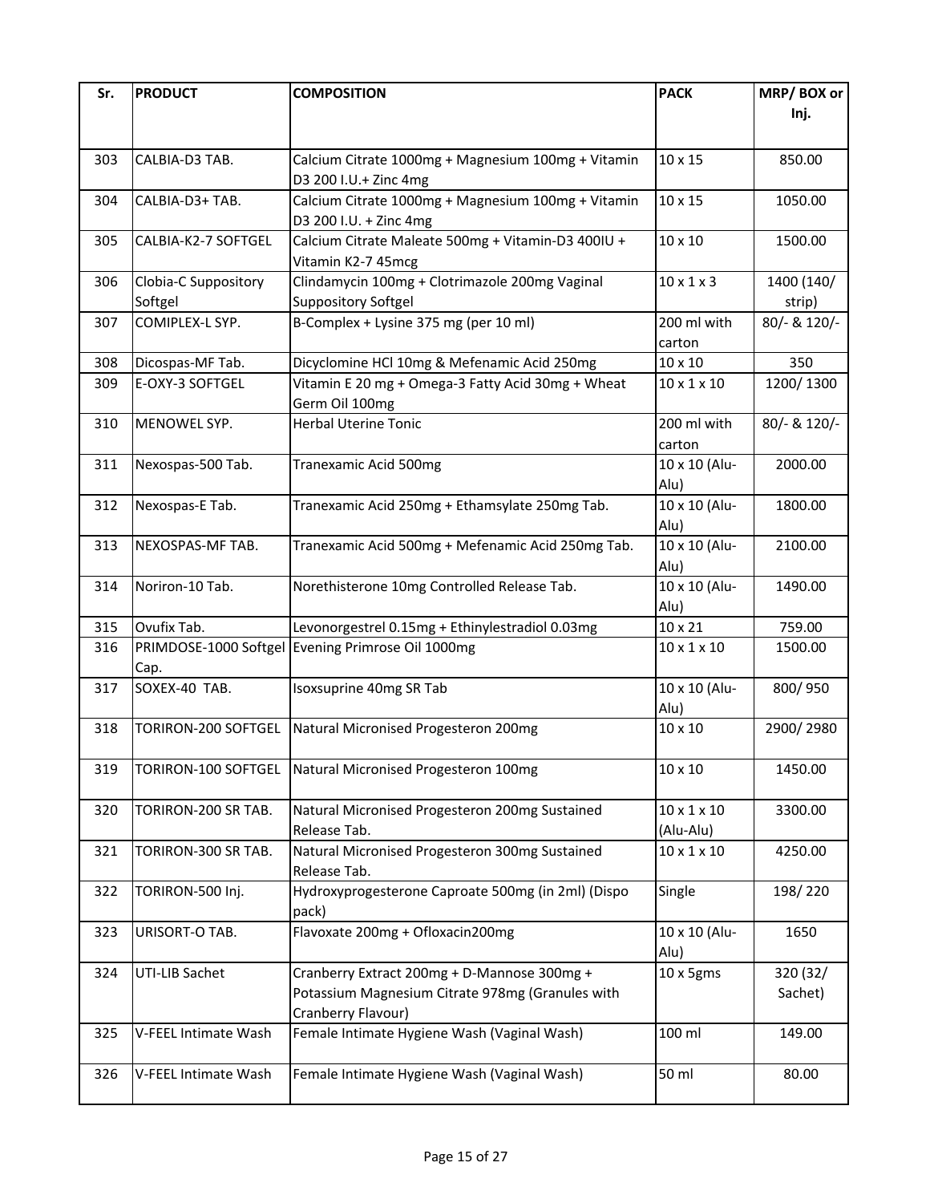| Sr. | PRODUCT | COMPOSITION | PACK | MRP/ BOX or Inj. |
|---|---|---|---|---|
| 303 | CALBIA-D3 TAB. | Calcium Citrate 1000mg + Magnesium 100mg + Vitamin D3 200 I.U.+ Zinc 4mg | 10 x 15 | 850.00 |
| 304 | CALBIA-D3+ TAB. | Calcium Citrate 1000mg + Magnesium 100mg + Vitamin D3 200 I.U. + Zinc 4mg | 10 x 15 | 1050.00 |
| 305 | CALBIA-K2-7 SOFTGEL | Calcium Citrate Maleate 500mg + Vitamin-D3 400IU + Vitamin K2-7 45mcg | 10 x 10 | 1500.00 |
| 306 | Clobia-C Suppository Softgel | Clindamycin 100mg + Clotrimazole 200mg Vaginal Suppository Softgel | 10 x 1 x 3 | 1400 (140/ strip) |
| 307 | COMIPLEX-L SYP. | B-Complex + Lysine 375 mg (per 10 ml) | 200 ml with carton | 80/- & 120/- |
| 308 | Dicospas-MF Tab. | Dicyclomine HCl 10mg & Mefenamic Acid 250mg | 10 x 10 | 350 |
| 309 | E-OXY-3 SOFTGEL | Vitamin E 20 mg + Omega-3 Fatty Acid 30mg + Wheat Germ Oil 100mg | 10 x 1 x 10 | 1200/ 1300 |
| 310 | MENOWEL SYP. | Herbal Uterine Tonic | 200 ml with carton | 80/- & 120/- |
| 311 | Nexospas-500 Tab. | Tranexamic Acid 500mg | 10 x 10 (Alu-Alu) | 2000.00 |
| 312 | Nexospas-E Tab. | Tranexamic Acid 250mg + Ethamsylate 250mg Tab. | 10 x 10 (Alu-Alu) | 1800.00 |
| 313 | NEXOSPAS-MF TAB. | Tranexamic Acid 500mg + Mefenamic Acid 250mg Tab. | 10 x 10 (Alu-Alu) | 2100.00 |
| 314 | Noriron-10 Tab. | Norethisterone 10mg Controlled Release Tab. | 10 x 10 (Alu-Alu) | 1490.00 |
| 315 | Ovufix Tab. | Levonorgestrel 0.15mg + Ethinylestradiol 0.03mg | 10 x 21 | 759.00 |
| 316 | PRIMDOSE-1000 Softgel Cap. | Evening Primrose Oil 1000mg | 10 x 1 x 10 | 1500.00 |
| 317 | SOXEX-40 TAB. | Isoxsuprine 40mg SR Tab | 10 x 10 (Alu-Alu) | 800/ 950 |
| 318 | TORIRON-200 SOFTGEL | Natural Micronised Progesteron 200mg | 10 x 10 | 2900/ 2980 |
| 319 | TORIRON-100 SOFTGEL | Natural Micronised Progesteron 100mg | 10 x 10 | 1450.00 |
| 320 | TORIRON-200 SR TAB. | Natural Micronised Progesteron 200mg Sustained Release Tab. | 10 x 1 x 10 (Alu-Alu) | 3300.00 |
| 321 | TORIRON-300 SR TAB. | Natural Micronised Progesteron 300mg Sustained Release Tab. | 10 x 1 x 10 | 4250.00 |
| 322 | TORIRON-500 Inj. | Hydroxyprogesterone Caproate 500mg (in 2ml) (Dispo pack) | Single | 198/ 220 |
| 323 | URISORT-O TAB. | Flavoxate 200mg + Ofloxacin200mg | 10 x 10 (Alu-Alu) | 1650 |
| 324 | UTI-LIB Sachet | Cranberry Extract 200mg + D-Mannose 300mg + Potassium Magnesium Citrate 978mg (Granules with Cranberry Flavour) | 10 x 5gms | 320 (32/ Sachet) |
| 325 | V-FEEL Intimate Wash | Female Intimate Hygiene Wash (Vaginal Wash) | 100 ml | 149.00 |
| 326 | V-FEEL Intimate Wash | Female Intimate Hygiene Wash (Vaginal Wash) | 50 ml | 80.00 |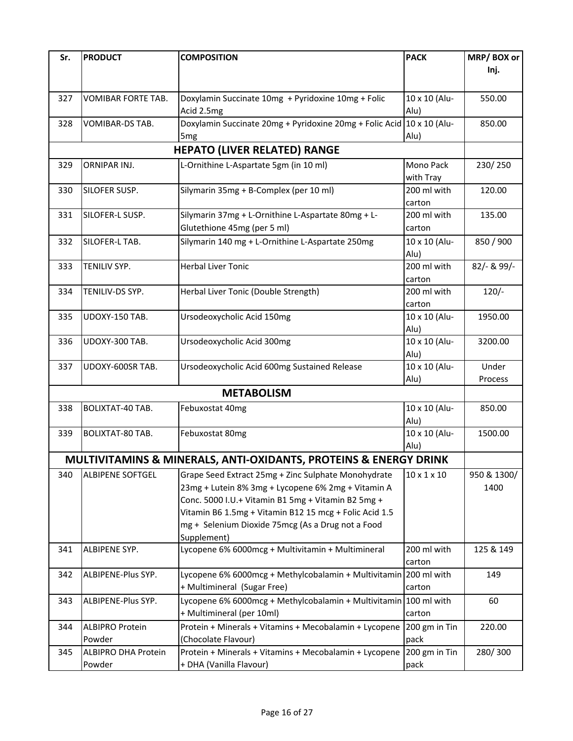| Sr. | PRODUCT | COMPOSITION | PACK | MRP/ BOX or Inj. |
|---|---|---|---|---|
| 327 | VOMIBAR FORTE TAB. | Doxylamin Succinate 10mg + Pyridoxine 10mg + Folic Acid 2.5mg | 10 x 10 (Alu-Alu) | 550.00 |
| 328 | VOMIBAR-DS TAB. | Doxylamin Succinate 20mg + Pyridoxine 20mg + Folic Acid 5mg | 10 x 10 (Alu-Alu) | 850.00 |
| | | **HEPATO (LIVER RELATED) RANGE** | | |
| 329 | ORNIPAR INJ. | L-Ornithine L-Aspartate 5gm (in 10 ml) | Mono Pack with Tray | 230/ 250 |
| 330 | SILOFER SUSP. | Silymarin 35mg + B-Complex (per 10 ml) | 200 ml with carton | 120.00 |
| 331 | SILOFER-L SUSP. | Silymarin 37mg + L-Ornithine L-Aspartate 80mg + L-Glutethione 45mg (per 5 ml) | 200 ml with carton | 135.00 |
| 332 | SILOFER-L TAB. | Silymarin 140 mg + L-Ornithine L-Aspartate 250mg | 10 x 10 (Alu-Alu) | 850 / 900 |
| 333 | TENILIV SYP. | Herbal Liver Tonic | 200 ml with carton | 82/- & 99/- |
| 334 | TENILIV-DS SYP. | Herbal Liver Tonic (Double Strength) | 200 ml with carton | 120/- |
| 335 | UDOXY-150 TAB. | Ursodeoxycholic Acid 150mg | 10 x 10 (Alu-Alu) | 1950.00 |
| 336 | UDOXY-300 TAB. | Ursodeoxycholic Acid 300mg | 10 x 10 (Alu-Alu) | 3200.00 |
| 337 | UDOXY-600SR TAB. | Ursodeoxycholic Acid 600mg Sustained Release | 10 x 10 (Alu-Alu) | Under Process |
| | | **METABOLISM** | | |
| 338 | BOLIXTAT-40 TAB. | Febuxostat 40mg | 10 x 10 (Alu-Alu) | 850.00 |
| 339 | BOLIXTAT-80 TAB. | Febuxostat 80mg | 10 x 10 (Alu-Alu) | 1500.00 |
| | | **MULTIVITAMINS & MINERALS, ANTI-OXIDANTS, PROTEINS & ENERGY DRINK** | | |
| 340 | ALBIPENE SOFTGEL | Grape Seed Extract 25mg + Zinc Sulphate Monohydrate 23mg + Lutein 8% 3mg + Lycopene 6% 2mg + Vitamin A Conc. 5000 I.U.+ Vitamin B1 5mg + Vitamin B2 5mg + Vitamin B6 1.5mg + Vitamin B12 15 mcg + Folic Acid 1.5 mg + Selenium Dioxide 75mcg (As a Drug not a Food Supplement) | 10 x 1 x 10 | 950 & 1300/ 1400 |
| 341 | ALBIPENE SYP. | Lycopene 6% 6000mcg + Multivitamin + Multimineral | 200 ml with carton | 125 & 149 |
| 342 | ALBIPENE-Plus SYP. | Lycopene 6% 6000mcg + Methylcobalamin + Multivitamin + Multimineral (Sugar Free) | 200 ml with carton | 149 |
| 343 | ALBIPENE-Plus SYP. | Lycopene 6% 6000mcg + Methylcobalamin + Multivitamin + Multimineral (per 10ml) | 100 ml with carton | 60 |
| 344 | ALBIPRO Protein Powder | Protein + Minerals + Vitamins + Mecobalamin + Lycopene (Chocolate Flavour) | 200 gm in Tin pack | 220.00 |
| 345 | ALBIPRO DHA Protein Powder | Protein + Minerals + Vitamins + Mecobalamin + Lycopene + DHA (Vanilla Flavour) | 200 gm in Tin pack | 280/ 300 |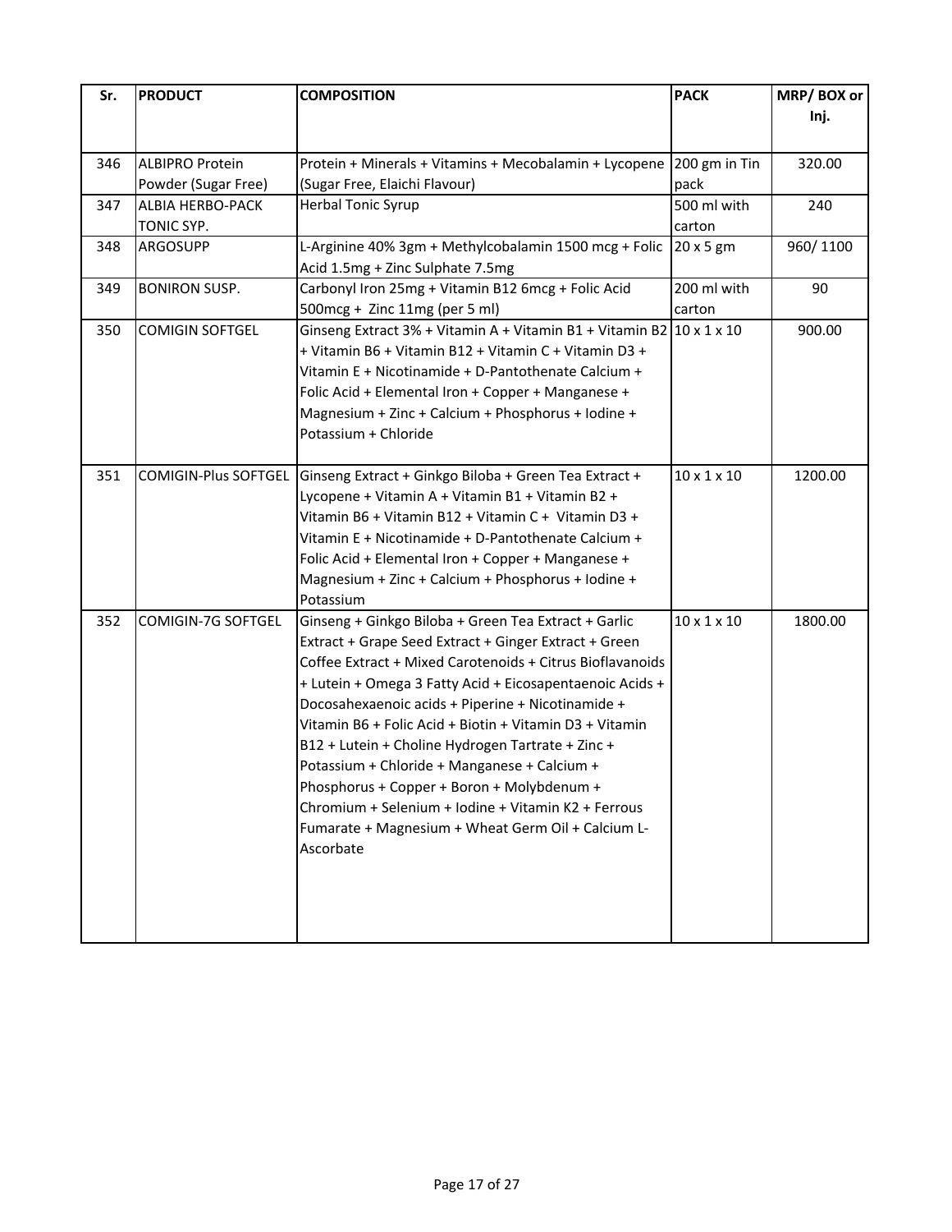| Sr. | PRODUCT | COMPOSITION | PACK | MRP/ BOX or Inj. |
|---|---|---|---|---|
| 346 | ALBIPRO Protein Powder (Sugar Free) | Protein + Minerals + Vitamins + Mecobalamin + Lycopene (Sugar Free, Elaichi Flavour) | 200 gm in Tin pack | 320.00 |
| 347 | ALBIA HERBO-PACK TONIC SYP. | Herbal Tonic Syrup | 500 ml with carton | 240 |
| 348 | ARGOSUPP | L-Arginine 40% 3gm + Methylcobalamin 1500 mcg + Folic Acid 1.5mg + Zinc Sulphate 7.5mg | 20 x 5 gm | 960/ 1100 |
| 349 | BONIRON SUSP. | Carbonyl Iron 25mg + Vitamin B12 6mcg + Folic Acid 500mcg + Zinc 11mg (per 5 ml) | 200 ml with carton | 90 |
| 350 | COMIGIN SOFTGEL | Ginseng Extract 3% + Vitamin A + Vitamin B1 + Vitamin B2 + Vitamin B6 + Vitamin B12 + Vitamin C + Vitamin D3 + Vitamin E + Nicotinamide + D-Pantothenate Calcium + Folic Acid + Elemental Iron + Copper + Manganese + Magnesium + Zinc + Calcium + Phosphorus + Iodine + Potassium + Chloride | 10 x 1 x 10 | 900.00 |
| 351 | COMIGIN-Plus SOFTGEL | Ginseng Extract + Ginkgo Biloba + Green Tea Extract + Lycopene + Vitamin A + Vitamin B1 + Vitamin B2 + Vitamin B6 + Vitamin B12 + Vitamin C + Vitamin D3 + Vitamin E + Nicotinamide + D-Pantothenate Calcium + Folic Acid + Elemental Iron + Copper + Manganese + Magnesium + Zinc + Calcium + Phosphorus + Iodine + Potassium | 10 x 1 x 10 | 1200.00 |
| 352 | COMIGIN-7G SOFTGEL | Ginseng + Ginkgo Biloba + Green Tea Extract + Garlic Extract + Grape Seed Extract + Ginger Extract + Green Coffee Extract + Mixed Carotenoids + Citrus Bioflavanoids + Lutein + Omega 3 Fatty Acid + Eicosapentaenoic Acids + Docosahexaenoic acids + Piperine + Nicotinamide + Vitamin B6 + Folic Acid + Biotin + Vitamin D3 + Vitamin B12 + Lutein + Choline Hydrogen Tartrate + Zinc + Potassium + Chloride + Manganese + Calcium + Phosphorus + Copper + Boron + Molybdenum + Chromium + Selenium + Iodine + Vitamin K2 + Ferrous Fumarate + Magnesium + Wheat Germ Oil + Calcium L-Ascorbate | 10 x 1 x 10 | 1800.00 |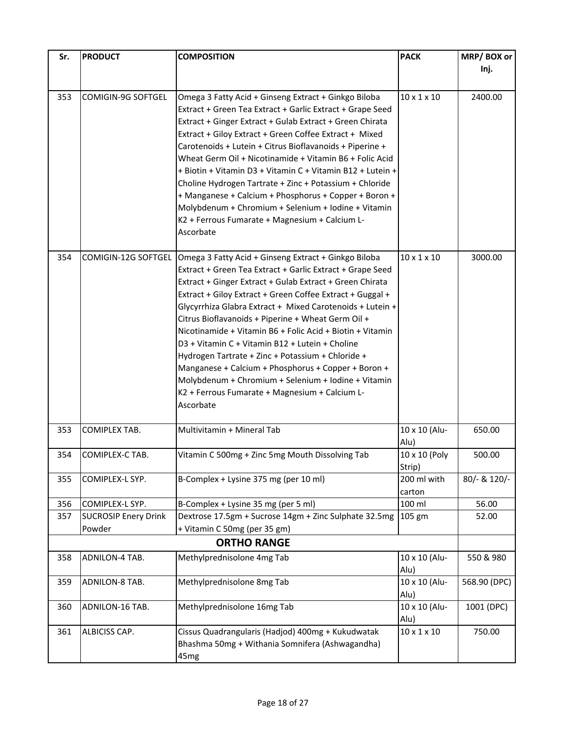| Sr. | PRODUCT | COMPOSITION | PACK | MRP/ BOX or Inj. |
|---|---|---|---|---|
| 353 | COMIGIN-9G SOFTGEL | Omega 3 Fatty Acid + Ginseng Extract + Ginkgo Biloba Extract + Green Tea Extract + Garlic Extract + Grape Seed Extract + Ginger Extract + Gulab Extract + Green Chirata Extract + Giloy Extract + Green Coffee Extract + Mixed Carotenoids + Lutein + Citrus Bioflavanoids + Piperine + Wheat Germ Oil + Nicotinamide + Vitamin B6 + Folic Acid + Biotin + Vitamin D3 + Vitamin C + Vitamin B12 + Lutein + Choline Hydrogen Tartrate + Zinc + Potassium + Chloride + Manganese + Calcium + Phosphorus + Copper + Boron + Molybdenum + Chromium + Selenium + Iodine + Vitamin K2 + Ferrous Fumarate + Magnesium + Calcium L-Ascorbate | 10 x 1 x 10 | 2400.00 |
| 354 | COMIGIN-12G SOFTGEL | Omega 3 Fatty Acid + Ginseng Extract + Ginkgo Biloba Extract + Green Tea Extract + Garlic Extract + Grape Seed Extract + Ginger Extract + Gulab Extract + Green Chirata Extract + Giloy Extract + Green Coffee Extract + Guggal + Glycyrrhiza Glabra Extract + Mixed Carotenoids + Lutein + Citrus Bioflavanoids + Piperine + Wheat Germ Oil + Nicotinamide + Vitamin B6 + Folic Acid + Biotin + Vitamin D3 + Vitamin C + Vitamin B12 + Lutein + Choline Hydrogen Tartrate + Zinc + Potassium + Chloride + Manganese + Calcium + Phosphorus + Copper + Boron + Molybdenum + Chromium + Selenium + Iodine + Vitamin K2 + Ferrous Fumarate + Magnesium + Calcium L-Ascorbate | 10 x 1 x 10 | 3000.00 |
| 353 | COMIPLEX TAB. | Multivitamin + Mineral Tab | 10 x 10 (Alu-Alu) | 650.00 |
| 354 | COMIPLEX-C TAB. | Vitamin C 500mg + Zinc 5mg Mouth Dissolving Tab | 10 x 10 (Poly Strip) | 500.00 |
| 355 | COMIPLEX-L SYP. | B-Complex + Lysine 375 mg (per 10 ml) | 200 ml with carton | 80/- & 120/- |
| 356 | COMIPLEX-L SYP. | B-Complex + Lysine 35 mg (per 5 ml) | 100 ml | 56.00 |
| 357 | SUCROSIP Enery Drink Powder | Dextrose 17.5gm + Sucrose 14gm + Zinc Sulphate 32.5mg + Vitamin C 50mg (per 35 gm) | 105 gm | 52.00 |
| | | **ORTHO RANGE** | | |
| 358 | ADNILON-4 TAB. | Methylprednisolone 4mg Tab | 10 x 10 (Alu-Alu) | 550 & 980 |
| 359 | ADNILON-8 TAB. | Methylprednisolone 8mg Tab | 10 x 10 (Alu-Alu) | 568.90 (DPC) |
| 360 | ADNILON-16 TAB. | Methylprednisolone 16mg Tab | 10 x 10 (Alu-Alu) | 1001 (DPC) |
| 361 | ALBICISS CAP. | Cissus Quadrangularis (Hadjod) 400mg + Kukudwatak Bhashma 50mg + Withania Somnifera (Ashwagandha) 45mg | 10 x 1 x 10 | 750.00 |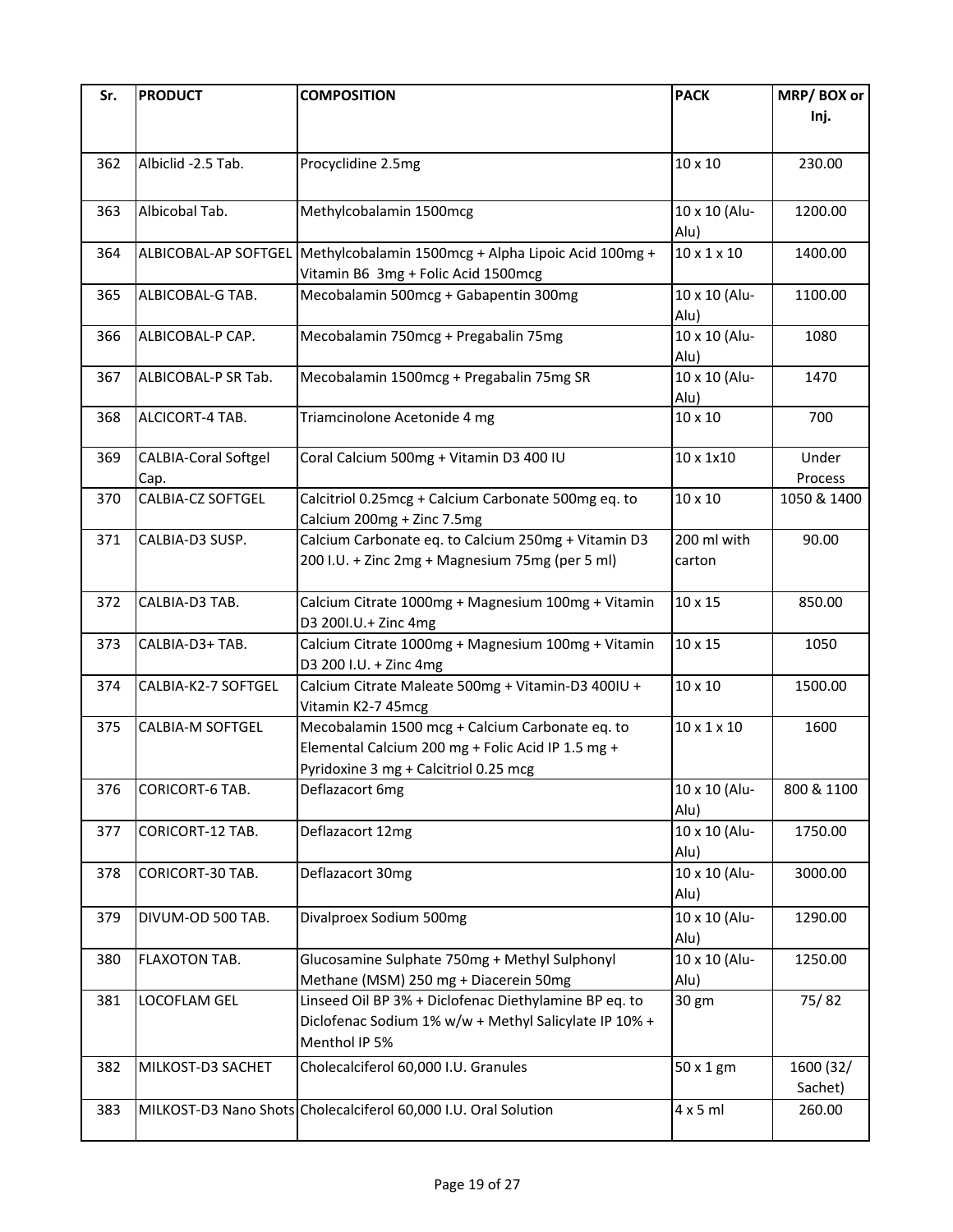| Sr. | PRODUCT | COMPOSITION | PACK | MRP/ BOX or Inj. |
|---|---|---|---|---|
| 362 | Albiclid -2.5 Tab. | Procyclidine 2.5mg | 10 x 10 | 230.00 |
| 363 | Albicobal Tab. | Methylcobalamin 1500mcg | 10 x 10 (Alu-Alu) | 1200.00 |
| 364 | ALBICOBAL-AP SOFTGEL | Methylcobalamin 1500mcg + Alpha Lipoic Acid 100mg + Vitamin B6 3mg + Folic Acid 1500mcg | 10 x 1 x 10 | 1400.00 |
| 365 | ALBICOBAL-G TAB. | Mecobalamin 500mcg + Gabapentin 300mg | 10 x 10 (Alu-Alu) | 1100.00 |
| 366 | ALBICOBAL-P CAP. | Mecobalamin 750mcg + Pregabalin 75mg | 10 x 10 (Alu-Alu) | 1080 |
| 367 | ALBICOBAL-P SR Tab. | Mecobalamin 1500mcg + Pregabalin 75mg SR | 10 x 10 (Alu-Alu) | 1470 |
| 368 | ALCICORT-4 TAB. | Triamcinolone Acetonide 4 mg | 10 x 10 | 700 |
| 369 | CALBIA-Coral Softgel Cap. | Coral Calcium 500mg + Vitamin D3 400 IU | 10 x 1x10 | Under Process |
| 370 | CALBIA-CZ SOFTGEL | Calcitriol 0.25mcg + Calcium Carbonate 500mg eq. to Calcium 200mg + Zinc 7.5mg | 10 x 10 | 1050 & 1400 |
| 371 | CALBIA-D3 SUSP. | Calcium Carbonate eq. to Calcium 250mg + Vitamin D3 200 I.U. + Zinc 2mg + Magnesium 75mg (per 5 ml) | 200 ml with carton | 90.00 |
| 372 | CALBIA-D3 TAB. | Calcium Citrate 1000mg + Magnesium 100mg + Vitamin D3 200I.U.+ Zinc 4mg | 10 x 15 | 850.00 |
| 373 | CALBIA-D3+ TAB. | Calcium Citrate 1000mg + Magnesium 100mg + Vitamin D3 200 I.U. + Zinc 4mg | 10 x 15 | 1050 |
| 374 | CALBIA-K2-7 SOFTGEL | Calcium Citrate Maleate 500mg + Vitamin-D3 400IU + Vitamin K2-7 45mcg | 10 x 10 | 1500.00 |
| 375 | CALBIA-M SOFTGEL | Mecobalamin 1500 mcg + Calcium Carbonate eq. to Elemental Calcium 200 mg + Folic Acid IP 1.5 mg + Pyridoxine 3 mg + Calcitriol 0.25 mcg | 10 x 1 x 10 | 1600 |
| 376 | CORICORT-6 TAB. | Deflazacort 6mg | 10 x 10 (Alu-Alu) | 800 & 1100 |
| 377 | CORICORT-12 TAB. | Deflazacort 12mg | 10 x 10 (Alu-Alu) | 1750.00 |
| 378 | CORICORT-30 TAB. | Deflazacort 30mg | 10 x 10 (Alu-Alu) | 3000.00 |
| 379 | DIVUM-OD 500 TAB. | Divalproex Sodium 500mg | 10 x 10 (Alu-Alu) | 1290.00 |
| 380 | FLAXOTON TAB. | Glucosamine Sulphate 750mg + Methyl Sulphonyl Methane (MSM) 250 mg + Diacerein 50mg | 10 x 10 (Alu-Alu) | 1250.00 |
| 381 | LOCOFLAM GEL | Linseed Oil BP 3% + Diclofenac Diethylamine BP eq. to Diclofenac Sodium 1% w/w + Methyl Salicylate IP 10% + Menthol IP 5% | 30 gm | 75/ 82 |
| 382 | MILKOST-D3 SACHET | Cholecalciferol 60,000 I.U. Granules | 50 x 1 gm | 1600 (32/ Sachet) |
| 383 | MILKOST-D3 Nano Shots | Cholecalciferol 60,000 I.U. Oral Solution | 4 x 5 ml | 260.00 |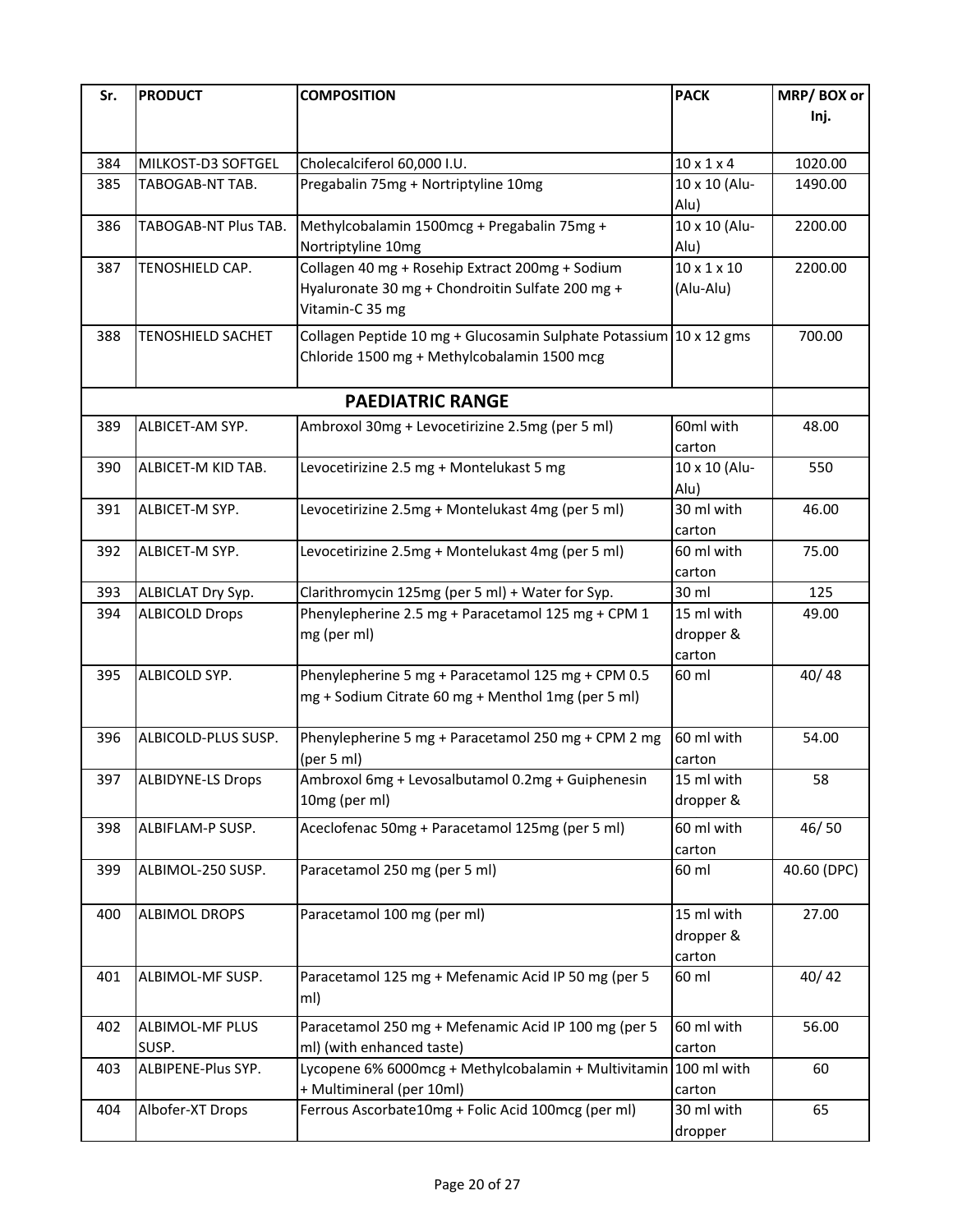| Sr. | PRODUCT | COMPOSITION | PACK | MRP/ BOX or Inj. |
|---|---|---|---|---|
| 384 | MILKOST-D3 SOFTGEL | Cholecalciferol 60,000 I.U. | 10 x 1 x 4 | 1020.00 |
| 385 | TABOGAB-NT TAB. | Pregabalin 75mg + Nortriptyline 10mg | 10 x 10 (Alu-Alu) | 1490.00 |
| 386 | TABOGAB-NT Plus TAB. | Methylcobalamin 1500mcg + Pregabalin 75mg + Nortriptyline 10mg | 10 x 10 (Alu-Alu) | 2200.00 |
| 387 | TENOSHIELD CAP. | Collagen 40 mg + Rosehip Extract 200mg + Sodium Hyaluronate 30 mg + Chondroitin Sulfate 200 mg + Vitamin-C 35 mg | 10 x 1 x 10 (Alu-Alu) | 2200.00 |
| 388 | TENOSHIELD SACHET | Collagen Peptide 10 mg + Glucosamin Sulphate Potassium Chloride 1500 mg + Methylcobalamin 1500 mcg | 10 x 12 gms | 700.00 |
| | | **PAEDIATRIC RANGE** | | |
| 389 | ALBICET-AM SYP. | Ambroxol 30mg + Levocetirizine 2.5mg (per 5 ml) | 60ml with carton | 48.00 |
| 390 | ALBICET-M KID TAB. | Levocetirizine 2.5 mg + Montelukast 5 mg | 10 x 10 (Alu-Alu) | 550 |
| 391 | ALBICET-M SYP. | Levocetirizine 2.5mg + Montelukast 4mg (per 5 ml) | 30 ml with carton | 46.00 |
| 392 | ALBICET-M SYP. | Levocetirizine 2.5mg + Montelukast 4mg (per 5 ml) | 60 ml with carton | 75.00 |
| 393 | ALBICLAT Dry Syp. | Clarithromycin 125mg (per 5 ml) + Water for Syp. | 30 ml | 125 |
| 394 | ALBICOLD Drops | Phenylepherine 2.5 mg + Paracetamol 125 mg + CPM 1 mg (per ml) | 15 ml with dropper & carton | 49.00 |
| 395 | ALBICOLD SYP. | Phenylepherine 5 mg + Paracetamol 125 mg + CPM 0.5 mg + Sodium Citrate 60 mg + Menthol 1mg (per 5 ml) | 60 ml | 40/ 48 |
| 396 | ALBICOLD-PLUS SUSP. | Phenylepherine 5 mg + Paracetamol 250 mg + CPM 2 mg (per 5 ml) | 60 ml with carton | 54.00 |
| 397 | ALBIDYNE-LS Drops | Ambroxol 6mg + Levosalbutamol 0.2mg + Guiphenesin 10mg (per ml) | 15 ml with dropper & | 58 |
| 398 | ALBIFLAM-P SUSP. | Aceclofenac 50mg + Paracetamol 125mg (per 5 ml) | 60 ml with carton | 46/ 50 |
| 399 | ALBIMOL-250 SUSP. | Paracetamol 250 mg (per 5 ml) | 60 ml | 40.60 (DPC) |
| 400 | ALBIMOL DROPS | Paracetamol 100 mg (per ml) | 15 ml with dropper & carton | 27.00 |
| 401 | ALBIMOL-MF SUSP. | Paracetamol 125 mg + Mefenamic Acid IP 50 mg (per 5 ml) | 60 ml | 40/ 42 |
| 402 | ALBIMOL-MF PLUS SUSP. | Paracetamol 250 mg + Mefenamic Acid IP 100 mg (per 5 ml) (with enhanced taste) | 60 ml with carton | 56.00 |
| 403 | ALBIPENE-Plus SYP. | Lycopene 6% 6000mcg + Methylcobalamin + Multivitamin + Multimineral (per 10ml) | 100 ml with carton | 60 |
| 404 | Albofer-XT Drops | Ferrous Ascorbate10mg + Folic Acid 100mcg (per ml) | 30 ml with dropper | 65 |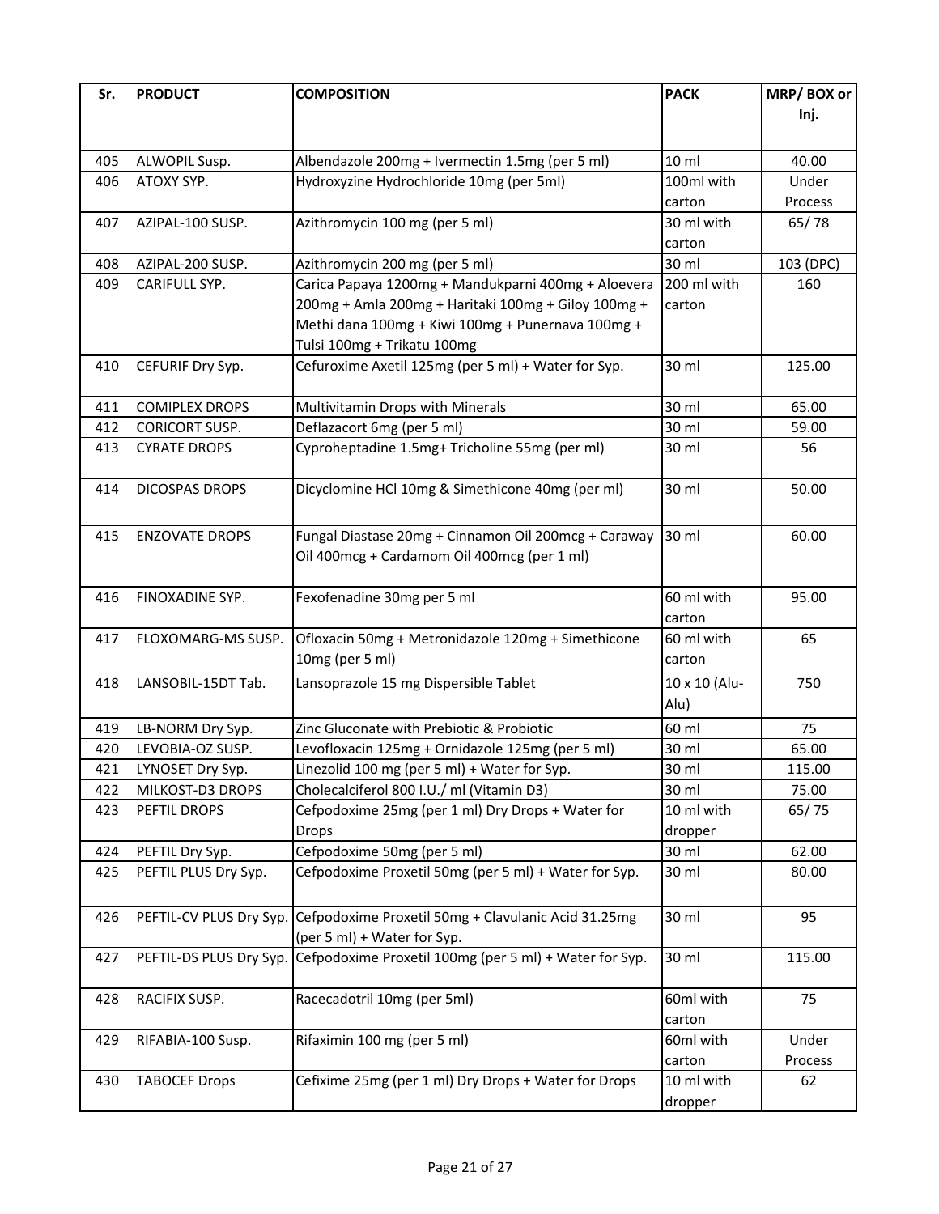| Sr. | PRODUCT | COMPOSITION | PACK | MRP/ BOX or Inj. |
|---|---|---|---|---|
| 405 | ALWOPIL Susp. | Albendazole 200mg + Ivermectin 1.5mg (per 5 ml) | 10 ml | 40.00 |
| 406 | ATOXY SYP. | Hydroxyzine Hydrochloride 10mg (per 5ml) | 100ml with carton | Under Process |
| 407 | AZIPAL-100 SUSP. | Azithromycin 100 mg (per 5 ml) | 30 ml with carton | 65/ 78 |
| 408 | AZIPAL-200 SUSP. | Azithromycin 200 mg (per 5 ml) | 30 ml | 103 (DPC) |
| 409 | CARIFULL SYP. | Carica Papaya 1200mg + Mandukparni 400mg + Aloevera 200mg + Amla 200mg + Haritaki 100mg + Giloy 100mg + Methi dana 100mg + Kiwi 100mg + Punernava 100mg + Tulsi 100mg + Trikatu 100mg | 200 ml with carton | 160 |
| 410 | CEFURIF Dry Syp. | Cefuroxime Axetil 125mg (per 5 ml) + Water for Syp. | 30 ml | 125.00 |
| 411 | COMIPLEX DROPS | Multivitamin Drops with Minerals | 30 ml | 65.00 |
| 412 | CORICORT SUSP. | Deflazacort 6mg (per 5 ml) | 30 ml | 59.00 |
| 413 | CYRATE DROPS | Cyproheptadine 1.5mg+ Tricholine 55mg (per ml) | 30 ml | 56 |
| 414 | DICOSPAS DROPS | Dicyclomine HCl 10mg & Simethicone 40mg (per ml) | 30 ml | 50.00 |
| 415 | ENZOVATE DROPS | Fungal Diastase 20mg + Cinnamon Oil 200mcg + Caraway Oil 400mcg + Cardamom Oil 400mcg (per 1 ml) | 30 ml | 60.00 |
| 416 | FINOXADINE SYP. | Fexofenadine 30mg per 5 ml | 60 ml with carton | 95.00 |
| 417 | FLOXOMARG-MS SUSP. | Ofloxacin 50mg + Metronidazole 120mg + Simethicone 10mg (per 5 ml) | 60 ml with carton | 65 |
| 418 | LANSOBIL-15DT Tab. | Lansoprazole 15 mg Dispersible Tablet | 10 x 10 (Alu-Alu) | 750 |
| 419 | LB-NORM Dry Syp. | Zinc Gluconate with Prebiotic & Probiotic | 60 ml | 75 |
| 420 | LEVOBIA-OZ SUSP. | Levofloxacin 125mg + Ornidazole 125mg (per 5 ml) | 30 ml | 65.00 |
| 421 | LYNOSET Dry Syp. | Linezolid 100 mg (per 5 ml) + Water for Syp. | 30 ml | 115.00 |
| 422 | MILKOST-D3 DROPS | Cholecalciferol 800 I.U./ ml (Vitamin D3) | 30 ml | 75.00 |
| 423 | PEFTIL DROPS | Cefpodoxime 25mg (per 1 ml) Dry Drops + Water for Drops | 10 ml with dropper | 65/ 75 |
| 424 | PEFTIL Dry Syp. | Cefpodoxime 50mg (per 5 ml) | 30 ml | 62.00 |
| 425 | PEFTIL PLUS Dry Syp. | Cefpodoxime Proxetil 50mg (per 5 ml) + Water for Syp. | 30 ml | 80.00 |
| 426 | PEFTIL-CV PLUS Dry Syp. | Cefpodoxime Proxetil 50mg + Clavulanic Acid 31.25mg (per 5 ml) + Water for Syp. | 30 ml | 95 |
| 427 | PEFTIL-DS PLUS Dry Syp. | Cefpodoxime Proxetil 100mg (per 5 ml) + Water for Syp. | 30 ml | 115.00 |
| 428 | RACIFIX SUSP. | Racecadotril 10mg (per 5ml) | 60ml with carton | 75 |
| 429 | RIFABIA-100 Susp. | Rifaximin 100 mg (per 5 ml) | 60ml with carton | Under Process |
| 430 | TABOCEF Drops | Cefixime 25mg (per 1 ml) Dry Drops + Water for Drops | 10 ml with dropper | 62 |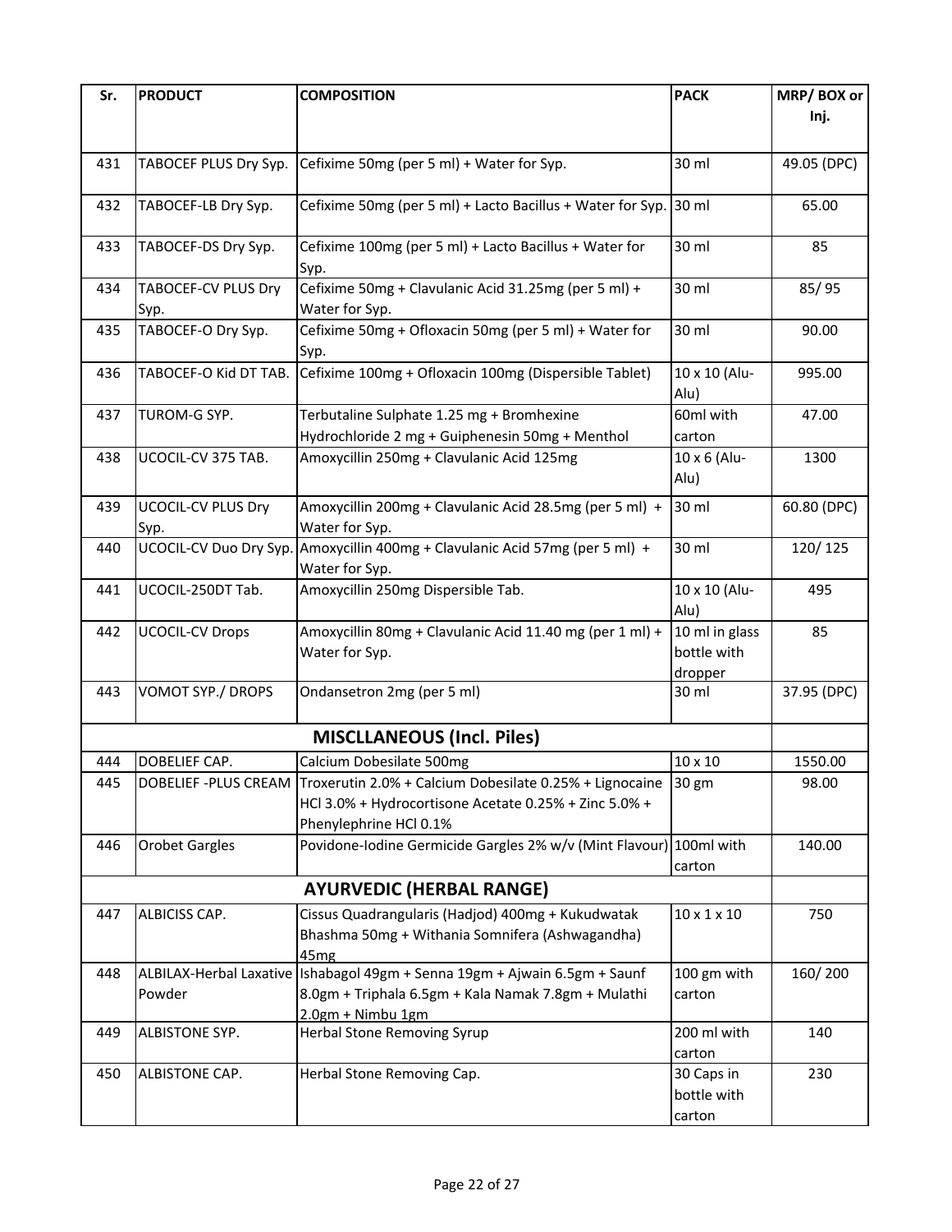| Sr. | PRODUCT | COMPOSITION | PACK | MRP/ BOX or Inj. |
|---|---|---|---|---|
| 431 | TABOCEF PLUS Dry Syp. | Cefixime 50mg (per 5 ml) + Water for Syp. | 30 ml | 49.05 (DPC) |
| 432 | TABOCEF-LB Dry Syp. | Cefixime 50mg (per 5 ml) + Lacto Bacillus + Water for Syp. | 30 ml | 65.00 |
| 433 | TABOCEF-DS Dry Syp. | Cefixime 100mg (per 5 ml) + Lacto Bacillus + Water for Syp. | 30 ml | 85 |
| 434 | TABOCEF-CV PLUS Dry Syp. | Cefixime 50mg + Clavulanic Acid 31.25mg (per 5 ml) + Water for Syp. | 30 ml | 85/ 95 |
| 435 | TABOCEF-O Dry Syp. | Cefixime 50mg + Ofloxacin 50mg (per 5 ml) + Water for Syp. | 30 ml | 90.00 |
| 436 | TABOCEF-O Kid DT TAB. | Cefixime 100mg + Ofloxacin 100mg (Dispersible Tablet) | 10 x 10 (Alu-Alu) | 995.00 |
| 437 | TUROM-G SYP. | Terbutaline Sulphate 1.25 mg + Bromhexine Hydrochloride 2 mg + Guiphenesin 50mg + Menthol | 60ml with carton | 47.00 |
| 438 | UCOCIL-CV 375 TAB. | Amoxycillin 250mg + Clavulanic Acid 125mg | 10 x 6 (Alu-Alu) | 1300 |
| 439 | UCOCIL-CV PLUS Dry Syp. | Amoxycillin 200mg + Clavulanic Acid 28.5mg (per 5 ml) + Water for Syp. | 30 ml | 60.80 (DPC) |
| 440 | UCOCIL-CV Duo Dry Syp. | Amoxycillin 400mg + Clavulanic Acid 57mg (per 5 ml) + Water for Syp. | 30 ml | 120/ 125 |
| 441 | UCOCIL-250DT Tab. | Amoxycillin 250mg Dispersible Tab. | 10 x 10 (Alu-Alu) | 495 |
| 442 | UCOCIL-CV Drops | Amoxycillin 80mg + Clavulanic Acid 11.40 mg (per 1 ml) + Water for Syp. | 10 ml in glass bottle with dropper | 85 |
| 443 | VOMOT SYP./ DROPS | Ondansetron 2mg (per 5 ml) | 30 ml | 37.95 (DPC) |
| | | **MISCLLANEOUS (Incl. Piles)** | | |
| 444 | DOBELIEF CAP. | Calcium Dobesilate 500mg | 10 x 10 | 1550.00 |
| 445 | DOBELIEF -PLUS CREAM | Troxerutin 2.0% + Calcium Dobesilate 0.25% + Lignocaine HCl 3.0% + Hydrocortisone Acetate 0.25% + Zinc 5.0% + Phenylephrine HCl 0.1% | 30 gm | 98.00 |
| 446 | Orobet Gargles | Povidone-Iodine Germicide Gargles 2% w/v (Mint Flavour) | 100ml with carton | 140.00 |
| | | **AYURVEDIC (HERBAL RANGE)** | | |
| 447 | ALBICISS CAP. | Cissus Quadrangularis (Hadjod) 400mg + Kukudwatak Bhashma 50mg + Withania Somnifera (Ashwagandha) 45mg | 10 x 1 x 10 | 750 |
| 448 | ALBILAX-Herbal Laxative Powder | Ishabagol 49gm + Senna 19gm + Ajwain 6.5gm + Saunf 8.0gm + Triphala 6.5gm + Kala Namak 7.8gm + Mulathi 2.0gm + Nimbu 1gm | 100 gm with carton | 160/ 200 |
| 449 | ALBISTONE SYP. | Herbal Stone Removing Syrup | 200 ml with carton | 140 |
| 450 | ALBISTONE CAP. | Herbal Stone Removing Cap. | 30 Caps in bottle with carton | 230 |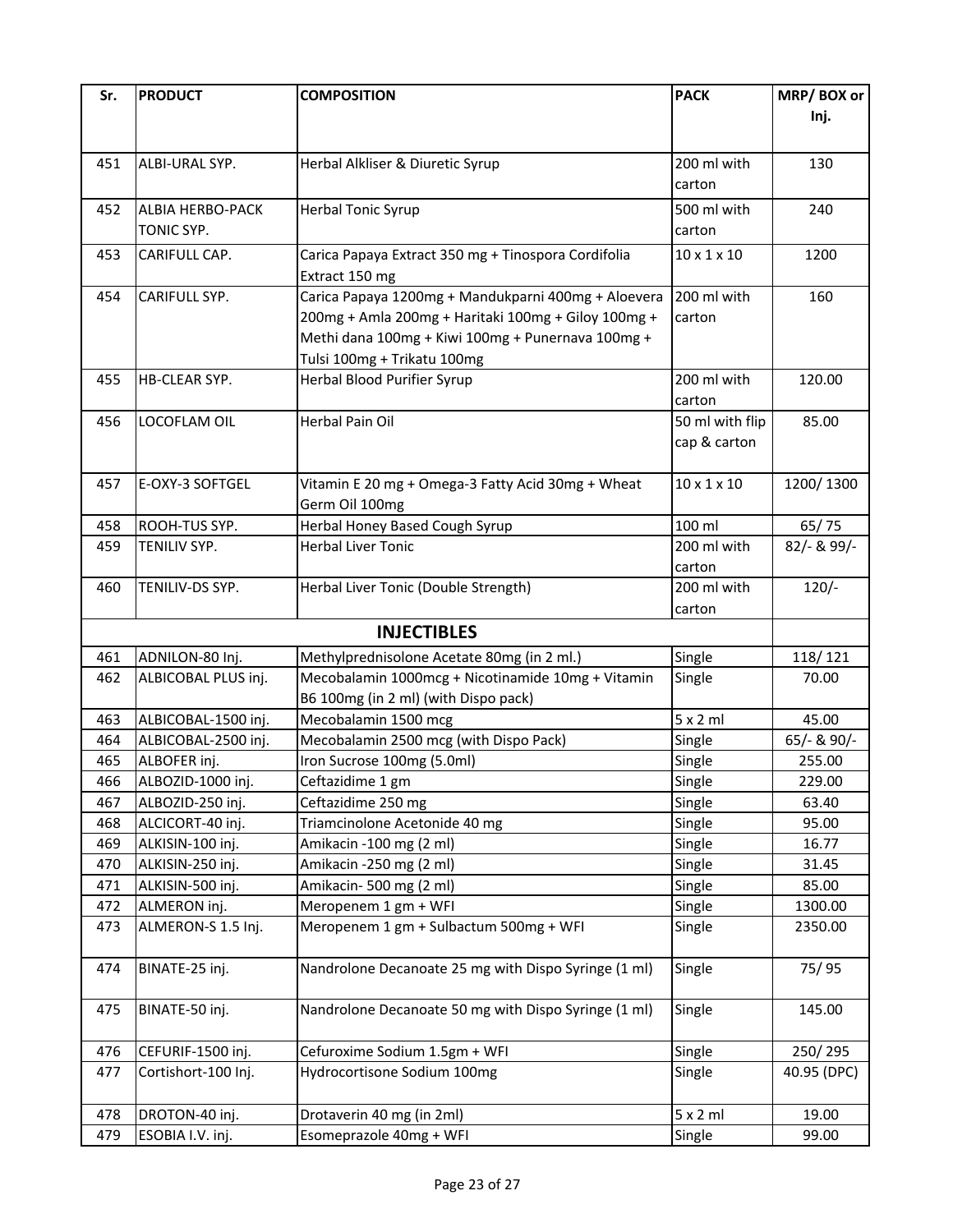| Sr. | PRODUCT | COMPOSITION | PACK | MRP/ BOX or Inj. |
|---|---|---|---|---|
| 451 | ALBI-URAL SYP. | Herbal Alkliser & Diuretic Syrup | 200 ml with carton | 130 |
| 452 | ALBIA HERBO-PACK TONIC SYP. | Herbal Tonic Syrup | 500 ml with carton | 240 |
| 453 | CARIFULL CAP. | Carica Papaya Extract 350 mg + Tinospora Cordifolia Extract 150 mg | 10 x 1 x 10 | 1200 |
| 454 | CARIFULL SYP. | Carica Papaya 1200mg + Mandukparni 400mg + Aloevera 200mg + Amla 200mg + Haritaki 100mg + Giloy 100mg + Methi dana 100mg + Kiwi 100mg + Punernava 100mg + Tulsi 100mg + Trikatu 100mg | 200 ml with carton | 160 |
| 455 | HB-CLEAR SYP. | Herbal Blood Purifier Syrup | 200 ml with carton | 120.00 |
| 456 | LOCOFLAM OIL | Herbal Pain Oil | 50 ml with flip cap & carton | 85.00 |
| 457 | E-OXY-3 SOFTGEL | Vitamin E 20 mg + Omega-3 Fatty Acid 30mg + Wheat Germ Oil 100mg | 10 x 1 x 10 | 1200/ 1300 |
| 458 | ROOH-TUS SYP. | Herbal Honey Based Cough Syrup | 100 ml | 65/ 75 |
| 459 | TENILIV SYP. | Herbal Liver Tonic | 200 ml with carton | 82/- & 99/- |
| 460 | TENILIV-DS SYP. | Herbal Liver Tonic (Double Strength) | 200 ml with carton | 120/- |
| | | **INJECTIBLES** | | |
| 461 | ADNILON-80 Inj. | Methylprednisolone Acetate 80mg (in 2 ml.) | Single | 118/ 121 |
| 462 | ALBICOBAL PLUS inj. | Mecobalamin 1000mcg + Nicotinamide 10mg + Vitamin B6 100mg (in 2 ml) (with Dispo pack) | Single | 70.00 |
| 463 | ALBICOBAL-1500 inj. | Mecobalamin 1500 mcg | 5 x 2 ml | 45.00 |
| 464 | ALBICOBAL-2500 inj. | Mecobalamin 2500 mcg (with Dispo Pack) | Single | 65/- & 90/- |
| 465 | ALBOFER inj. | Iron Sucrose 100mg (5.0ml) | Single | 255.00 |
| 466 | ALBOZID-1000 inj. | Ceftazidime 1 gm | Single | 229.00 |
| 467 | ALBOZID-250 inj. | Ceftazidime 250 mg | Single | 63.40 |
| 468 | ALCICORT-40 inj. | Triamcinolone Acetonide 40 mg | Single | 95.00 |
| 469 | ALKISIN-100 inj. | Amikacin -100 mg (2 ml) | Single | 16.77 |
| 470 | ALKISIN-250 inj. | Amikacin -250 mg (2 ml) | Single | 31.45 |
| 471 | ALKISIN-500 inj. | Amikacin- 500 mg (2 ml) | Single | 85.00 |
| 472 | ALMERON inj. | Meropenem 1 gm + WFI | Single | 1300.00 |
| 473 | ALMERON-S 1.5 Inj. | Meropenem 1 gm + Sulbactum 500mg + WFI | Single | 2350.00 |
| 474 | BINATE-25 inj. | Nandrolone Decanoate 25 mg with Dispo Syringe (1 ml) | Single | 75/ 95 |
| 475 | BINATE-50 inj. | Nandrolone Decanoate 50 mg with Dispo Syringe (1 ml) | Single | 145.00 |
| 476 | CEFURIF-1500 inj. | Cefuroxime Sodium 1.5gm + WFI | Single | 250/ 295 |
| 477 | Cortishort-100 Inj. | Hydrocortisone Sodium 100mg | Single | 40.95 (DPC) |
| 478 | DROTON-40 inj. | Drotaverin 40 mg (in 2ml) | 5 x 2 ml | 19.00 |
| 479 | ESOBIA I.V. inj. | Esomeprazole 40mg + WFI | Single | 99.00 |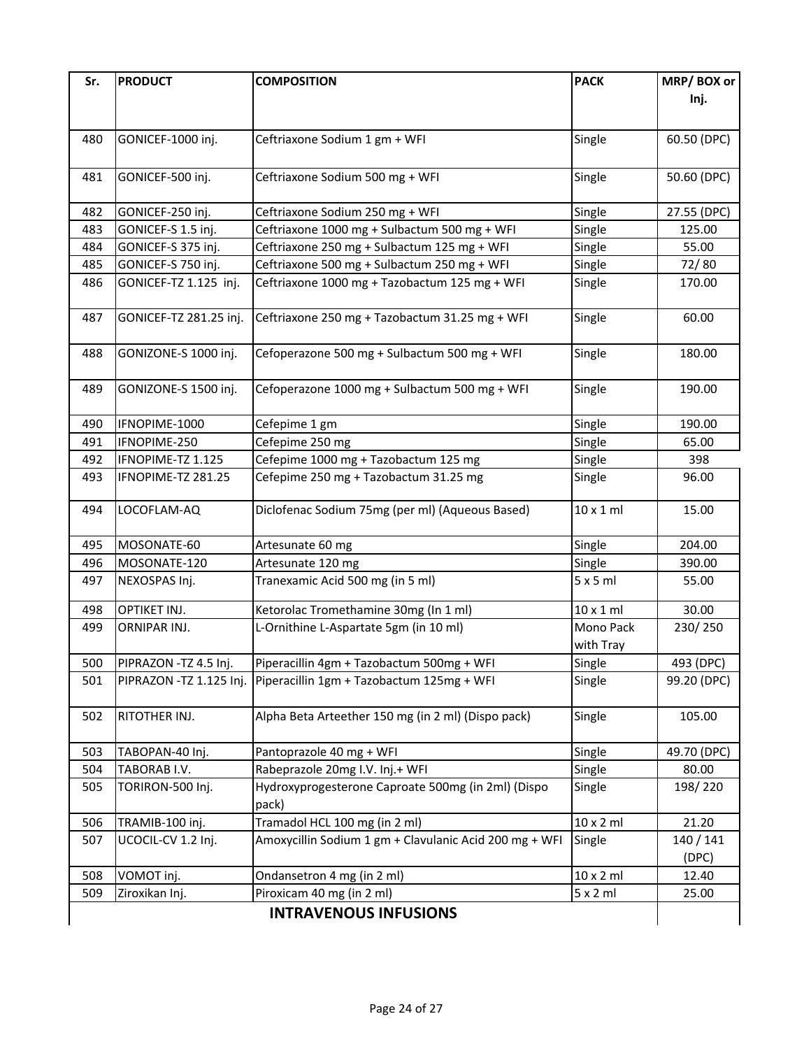| Sr. | PRODUCT | COMPOSITION | PACK | MRP/ BOX or Inj. |
|---|---|---|---|---|
| 480 | GONICEF-1000 inj. | Ceftriaxone Sodium 1 gm + WFI | Single | 60.50 (DPC) |
| 481 | GONICEF-500 inj. | Ceftriaxone Sodium 500 mg + WFI | Single | 50.60 (DPC) |
| 482 | GONICEF-250 inj. | Ceftriaxone Sodium 250 mg + WFI | Single | 27.55 (DPC) |
| 483 | GONICEF-S 1.5 inj. | Ceftriaxone 1000 mg + Sulbactum 500 mg + WFI | Single | 125.00 |
| 484 | GONICEF-S 375 inj. | Ceftriaxone 250 mg + Sulbactum 125 mg + WFI | Single | 55.00 |
| 485 | GONICEF-S 750 inj. | Ceftriaxone 500 mg + Sulbactum 250 mg + WFI | Single | 72/ 80 |
| 486 | GONICEF-TZ 1.125 inj. | Ceftriaxone 1000 mg + Tazobactum 125 mg + WFI | Single | 170.00 |
| 487 | GONICEF-TZ 281.25 inj. | Ceftriaxone 250 mg + Tazobactum 31.25 mg + WFI | Single | 60.00 |
| 488 | GONIZONE-S 1000 inj. | Cefoperazone 500 mg + Sulbactum 500 mg + WFI | Single | 180.00 |
| 489 | GONIZONE-S 1500 inj. | Cefoperazone 1000 mg + Sulbactum 500 mg + WFI | Single | 190.00 |
| 490 | IFNOPIME-1000 | Cefepime 1 gm | Single | 190.00 |
| 491 | IFNOPIME-250 | Cefepime 250 mg | Single | 65.00 |
| 492 | IFNOPIME-TZ 1.125 | Cefepime 1000 mg + Tazobactum 125 mg | Single | 398 |
| 493 | IFNOPIME-TZ 281.25 | Cefepime 250 mg + Tazobactum 31.25 mg | Single | 96.00 |
| 494 | LOCOFLAM-AQ | Diclofenac Sodium 75mg (per ml) (Aqueous Based) | 10 x 1 ml | 15.00 |
| 495 | MOSONATE-60 | Artesunate 60 mg | Single | 204.00 |
| 496 | MOSONATE-120 | Artesunate 120 mg | Single | 390.00 |
| 497 | NEXOSPAS Inj. | Tranexamic Acid 500 mg (in 5 ml) | 5 x 5 ml | 55.00 |
| 498 | OPTIKET INJ. | Ketorolac Tromethamine 30mg (In 1 ml) | 10 x 1 ml | 30.00 |
| 499 | ORNIPAR INJ. | L-Ornithine L-Aspartate 5gm (in 10 ml) | Mono Pack with Tray | 230/ 250 |
| 500 | PIPRAZON -TZ 4.5 Inj. | Piperacillin 4gm + Tazobactum 500mg + WFI | Single | 493 (DPC) |
| 501 | PIPRAZON -TZ 1.125 Inj. | Piperacillin 1gm + Tazobactum 125mg + WFI | Single | 99.20 (DPC) |
| 502 | RITOTHER INJ. | Alpha Beta Arteether 150 mg (in 2 ml) (Dispo pack) | Single | 105.00 |
| 503 | TABOPAN-40 Inj. | Pantoprazole 40 mg + WFI | Single | 49.70 (DPC) |
| 504 | TABORAB I.V. | Rabeprazole 20mg I.V. Inj.+ WFI | Single | 80.00 |
| 505 | TORIRON-500 Inj. | Hydroxyprogesterone Caproate 500mg (in 2ml) (Dispo pack) | Single | 198/ 220 |
| 506 | TRAMIB-100 inj. | Tramadol HCL 100 mg (in 2 ml) | 10 x 2 ml | 21.20 |
| 507 | UCOCIL-CV 1.2 Inj. | Amoxycillin Sodium 1 gm + Clavulanic Acid 200 mg + WFI | Single | 140 / 141 (DPC) |
| 508 | VOMOT inj. | Ondansetron 4 mg (in 2 ml) | 10 x 2 ml | 12.40 |
| 509 | Ziroxikan Inj. | Piroxicam 40 mg (in 2 ml) | 5 x 2 ml | 25.00 |
| | | **INTRAVENOUS INFUSIONS** | | |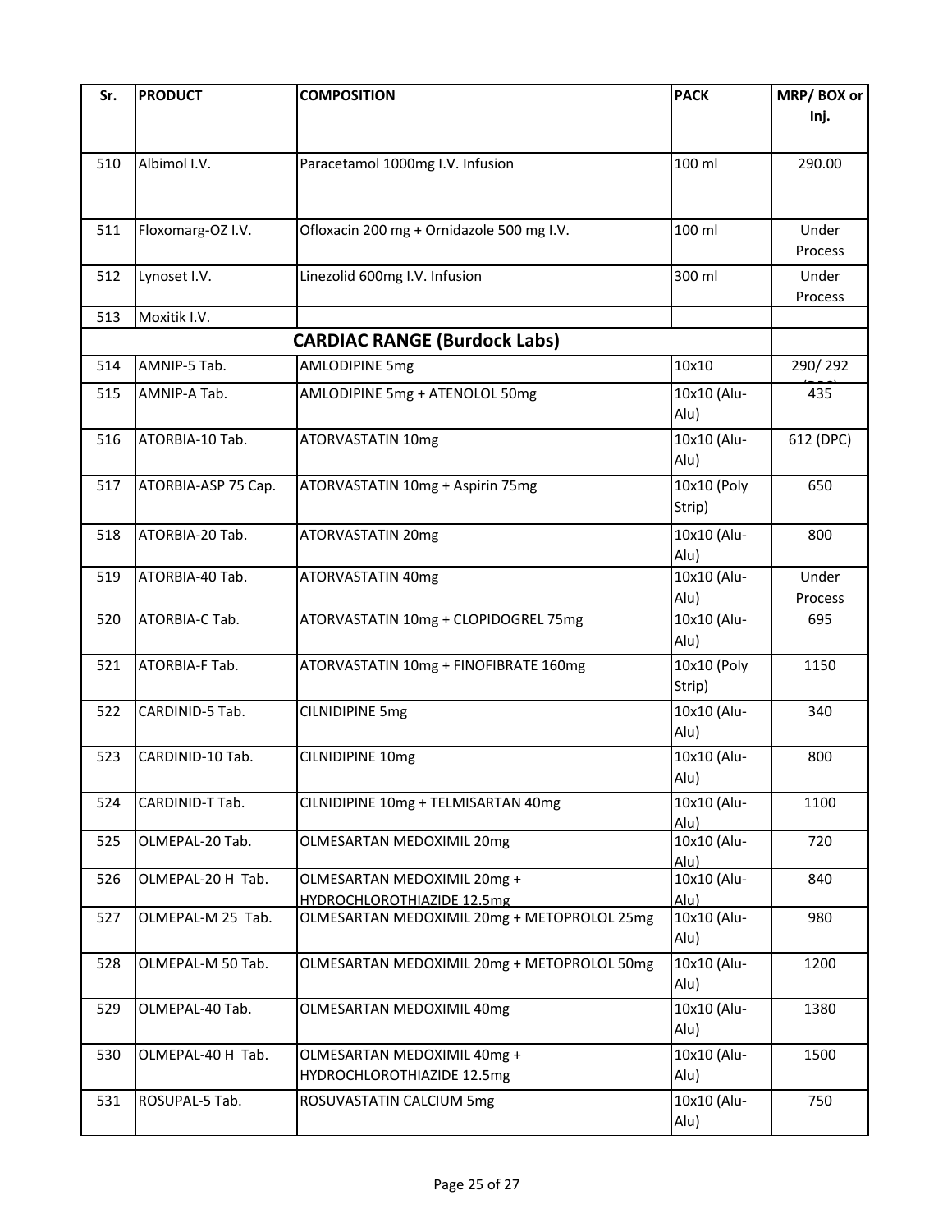| Sr. | PRODUCT | COMPOSITION | PACK | MRP/ BOX or Inj. |
|---|---|---|---|---|
| 510 | Albimol I.V. | Paracetamol 1000mg I.V. Infusion | 100 ml | 290.00 |
| 511 | Floxomarg-OZ I.V. | Ofloxacin 200 mg + Ornidazole 500 mg I.V. | 100 ml | Under Process |
| 512 | Lynoset I.V. | Linezolid 600mg I.V. Infusion | 300 ml | Under Process |
| 513 | Moxitik I.V. | | | |
| | | **CARDIAC RANGE (Burdock Labs)** | | |
| 514 | AMNIP-5 Tab. | AMLODIPINE 5mg | 10x10 | 290/ 292 (DPC) |
| 515 | AMNIP-A Tab. | AMLODIPINE 5mg + ATENOLOL 50mg | 10x10 (Alu-Alu) | 435 |
| 516 | ATORBIA-10 Tab. | ATORVASTATIN 10mg | 10x10 (Alu-Alu) | 612 (DPC) |
| 517 | ATORBIA-ASP 75 Cap. | ATORVASTATIN 10mg + Aspirin 75mg | 10x10 (Poly Strip) | 650 |
| 518 | ATORBIA-20 Tab. | ATORVASTATIN 20mg | 10x10 (Alu-Alu) | 800 |
| 519 | ATORBIA-40 Tab. | ATORVASTATIN 40mg | 10x10 (Alu-Alu) | Under Process |
| 520 | ATORBIA-C Tab. | ATORVASTATIN 10mg + CLOPIDOGREL 75mg | 10x10 (Alu-Alu) | 695 |
| 521 | ATORBIA-F Tab. | ATORVASTATIN 10mg + FINOFIBRATE 160mg | 10x10 (Poly Strip) | 1150 |
| 522 | CARDINID-5 Tab. | CILNIDIPINE 5mg | 10x10 (Alu-Alu) | 340 |
| 523 | CARDINID-10 Tab. | CILNIDIPINE 10mg | 10x10 (Alu-Alu) | 800 |
| 524 | CARDINID-T Tab. | CILNIDIPINE 10mg + TELMISARTAN 40mg | 10x10 (Alu-Alu) | 1100 |
| 525 | OLMEPAL-20 Tab. | OLMESARTAN MEDOXIMIL 20mg | 10x10 (Alu-Alu) | 720 |
| 526 | OLMEPAL-20 H Tab. | OLMESARTAN MEDOXIMIL 20mg + HYDROCHLOROTHIAZIDE 12.5mg | 10x10 (Alu-Alu) | 840 |
| 527 | OLMEPAL-M 25 Tab. | OLMESARTAN MEDOXIMIL 20mg + METOPROLOL 25mg | 10x10 (Alu-Alu) | 980 |
| 528 | OLMEPAL-M 50 Tab. | OLMESARTAN MEDOXIMIL 20mg + METOPROLOL 50mg | 10x10 (Alu-Alu) | 1200 |
| 529 | OLMEPAL-40 Tab. | OLMESARTAN MEDOXIMIL 40mg | 10x10 (Alu-Alu) | 1380 |
| 530 | OLMEPAL-40 H Tab. | OLMESARTAN MEDOXIMIL 40mg + HYDROCHLOROTHIAZIDE 12.5mg | 10x10 (Alu-Alu) | 1500 |
| 531 | ROSUPAL-5 Tab. | ROSUVASTATIN CALCIUM 5mg | 10x10 (Alu-Alu) | 750 |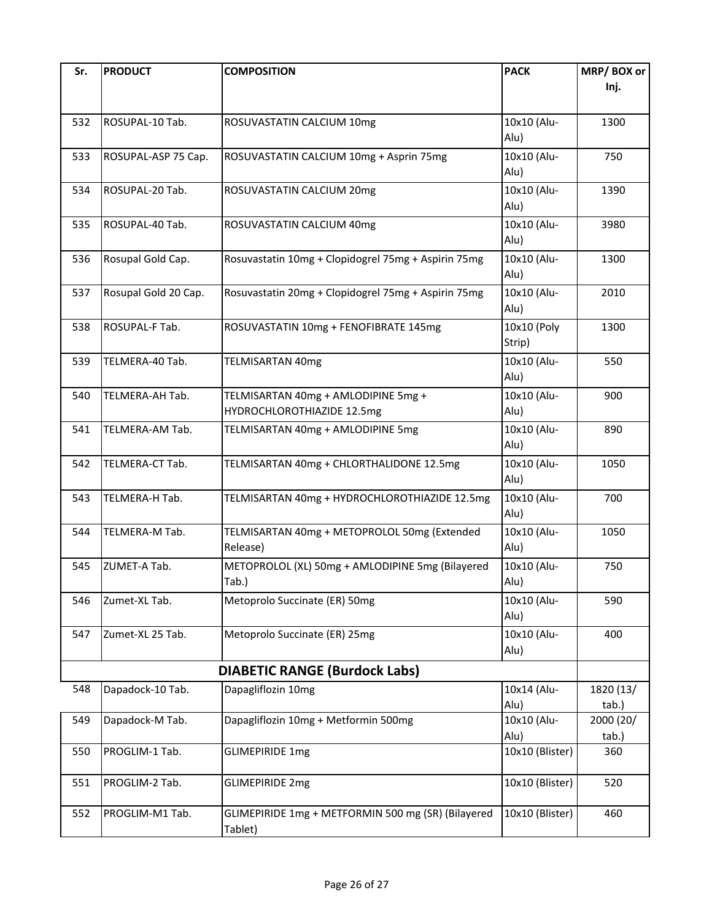| Sr. | PRODUCT | COMPOSITION | PACK | MRP/ BOX or Inj. |
|---|---|---|---|---|
| 532 | ROSUPAL-10 Tab. | ROSUVASTATIN CALCIUM 10mg | 10x10 (Alu-Alu) | 1300 |
| 533 | ROSUPAL-ASP 75 Cap. | ROSUVASTATIN CALCIUM 10mg + Asprin 75mg | 10x10 (Alu-Alu) | 750 |
| 534 | ROSUPAL-20 Tab. | ROSUVASTATIN CALCIUM 20mg | 10x10 (Alu-Alu) | 1390 |
| 535 | ROSUPAL-40 Tab. | ROSUVASTATIN CALCIUM 40mg | 10x10 (Alu-Alu) | 3980 |
| 536 | Rosupal Gold Cap. | Rosuvastatin 10mg + Clopidogrel 75mg + Aspirin 75mg | 10x10 (Alu-Alu) | 1300 |
| 537 | Rosupal Gold 20 Cap. | Rosuvastatin 20mg + Clopidogrel 75mg + Aspirin 75mg | 10x10 (Alu-Alu) | 2010 |
| 538 | ROSUPAL-F Tab. | ROSUVASTATIN 10mg + FENOFIBRATE 145mg | 10x10 (Poly Strip) | 1300 |
| 539 | TELMERA-40 Tab. | TELMISARTAN 40mg | 10x10 (Alu-Alu) | 550 |
| 540 | TELMERA-AH Tab. | TELMISARTAN 40mg + AMLODIPINE 5mg + HYDROCHLOROTHIAZIDE 12.5mg | 10x10 (Alu-Alu) | 900 |
| 541 | TELMERA-AM Tab. | TELMISARTAN 40mg + AMLODIPINE 5mg | 10x10 (Alu-Alu) | 890 |
| 542 | TELMERA-CT Tab. | TELMISARTAN 40mg + CHLORTHALIDONE 12.5mg | 10x10 (Alu-Alu) | 1050 |
| 543 | TELMERA-H Tab. | TELMISARTAN 40mg + HYDROCHLOROTHIAZIDE 12.5mg | 10x10 (Alu-Alu) | 700 |
| 544 | TELMERA-M Tab. | TELMISARTAN 40mg + METOPROLOL 50mg (Extended Release) | 10x10 (Alu-Alu) | 1050 |
| 545 | ZUMET-A Tab. | METOPROLOL (XL) 50mg + AMLODIPINE 5mg (Bilayered Tab.) | 10x10 (Alu-Alu) | 750 |
| 546 | Zumet-XL Tab. | Metoprolo Succinate (ER) 50mg | 10x10 (Alu-Alu) | 590 |
| 547 | Zumet-XL 25 Tab. | Metoprolo Succinate (ER) 25mg | 10x10 (Alu-Alu) | 400 |
| | | **DIABETIC RANGE (Burdock Labs)** | | |
| 548 | Dapadock-10 Tab. | Dapagliflozin 10mg | 10x14 (Alu-Alu) | 1820 (13/ tab.) |
| 549 | Dapadock-M Tab. | Dapagliflozin 10mg + Metformin 500mg | 10x10 (Alu-Alu) | 2000 (20/ tab.) |
| 550 | PROGLIM-1 Tab. | GLIMEPIRIDE 1mg | 10x10 (Blister) | 360 |
| 551 | PROGLIM-2 Tab. | GLIMEPIRIDE 2mg | 10x10 (Blister) | 520 |
| 552 | PROGLIM-M1 Tab. | GLIMEPIRIDE 1mg + METFORMIN 500 mg (SR) (Bilayered Tablet) | 10x10 (Blister) | 460 |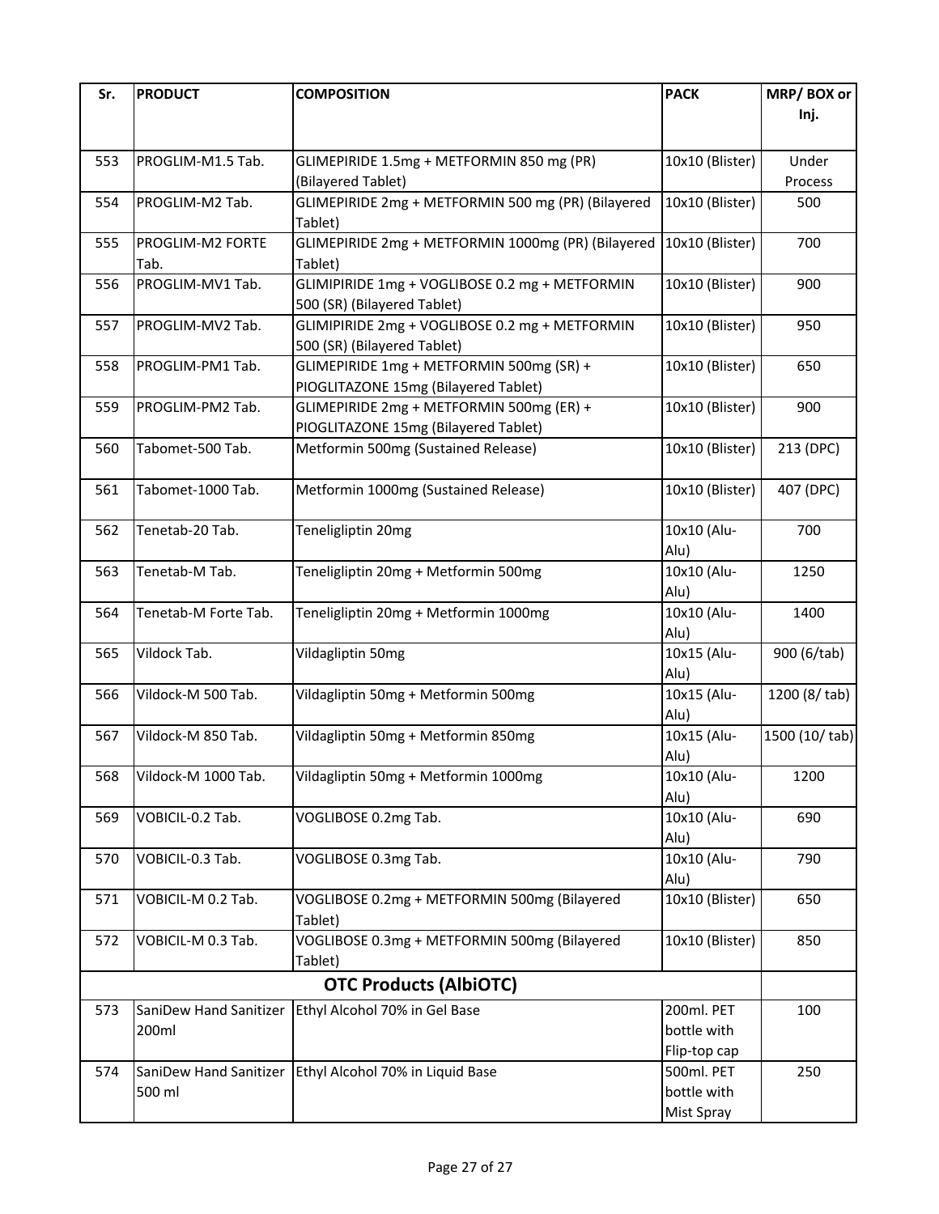| Sr. | PRODUCT | COMPOSITION | PACK | MRP/ BOX or Inj. |
|---|---|---|---|---|
| 553 | PROGLIM-M1.5 Tab. | GLIMEPIRIDE 1.5mg + METFORMIN 850 mg (PR) (Bilayered Tablet) | 10x10 (Blister) | Under Process |
| 554 | PROGLIM-M2 Tab. | GLIMEPIRIDE 2mg + METFORMIN 500 mg (PR) (Bilayered Tablet) | 10x10 (Blister) | 500 |
| 555 | PROGLIM-M2 FORTE Tab. | GLIMEPIRIDE 2mg + METFORMIN 1000mg (PR) (Bilayered Tablet) | 10x10 (Blister) | 700 |
| 556 | PROGLIM-MV1 Tab. | GLIMIPIRIDE 1mg + VOGLIBOSE 0.2 mg + METFORMIN 500 (SR) (Bilayered Tablet) | 10x10 (Blister) | 900 |
| 557 | PROGLIM-MV2 Tab. | GLIMIPIRIDE 2mg + VOGLIBOSE 0.2 mg + METFORMIN 500 (SR) (Bilayered Tablet) | 10x10 (Blister) | 950 |
| 558 | PROGLIM-PM1 Tab. | GLIMEPIRIDE 1mg + METFORMIN 500mg (SR) + PIOGLITAZONE 15mg (Bilayered Tablet) | 10x10 (Blister) | 650 |
| 559 | PROGLIM-PM2 Tab. | GLIMEPIRIDE 2mg + METFORMIN 500mg (ER) + PIOGLITAZONE 15mg (Bilayered Tablet) | 10x10 (Blister) | 900 |
| 560 | Tabomet-500 Tab. | Metformin 500mg (Sustained Release) | 10x10 (Blister) | 213 (DPC) |
| 561 | Tabomet-1000 Tab. | Metformin 1000mg (Sustained Release) | 10x10 (Blister) | 407 (DPC) |
| 562 | Tenetab-20 Tab. | Teneligliptin 20mg | 10x10 (Alu-Alu) | 700 |
| 563 | Tenetab-M Tab. | Teneligliptin 20mg + Metformin 500mg | 10x10 (Alu-Alu) | 1250 |
| 564 | Tenetab-M Forte Tab. | Teneligliptin 20mg + Metformin 1000mg | 10x10 (Alu-Alu) | 1400 |
| 565 | Vildock Tab. | Vildagliptin 50mg | 10x15 (Alu-Alu) | 900 (6/tab) |
| 566 | Vildock-M 500 Tab. | Vildagliptin 50mg + Metformin 500mg | 10x15 (Alu-Alu) | 1200 (8/ tab) |
| 567 | Vildock-M 850 Tab. | Vildagliptin 50mg + Metformin 850mg | 10x15 (Alu-Alu) | 1500 (10/ tab) |
| 568 | Vildock-M 1000 Tab. | Vildagliptin 50mg + Metformin 1000mg | 10x10 (Alu-Alu) | 1200 |
| 569 | VOBICIL-0.2 Tab. | VOGLIBOSE 0.2mg Tab. | 10x10 (Alu-Alu) | 690 |
| 570 | VOBICIL-0.3 Tab. | VOGLIBOSE 0.3mg Tab. | 10x10 (Alu-Alu) | 790 |
| 571 | VOBICIL-M 0.2 Tab. | VOGLIBOSE 0.2mg + METFORMIN 500mg (Bilayered Tablet) | 10x10 (Blister) | 650 |
| 572 | VOBICIL-M 0.3 Tab. | VOGLIBOSE 0.3mg + METFORMIN 500mg (Bilayered Tablet) | 10x10 (Blister) | 850 |
| | | **OTC Products (AlbiOTC)** | | |
| 573 | SaniDew Hand Sanitizer 200ml | Ethyl Alcohol 70% in Gel Base | 200ml. PET bottle with Flip-top cap | 100 |
| 574 | SaniDew Hand Sanitizer 500 ml | Ethyl Alcohol 70% in Liquid Base | 500ml. PET bottle with Mist Spray | 250 |